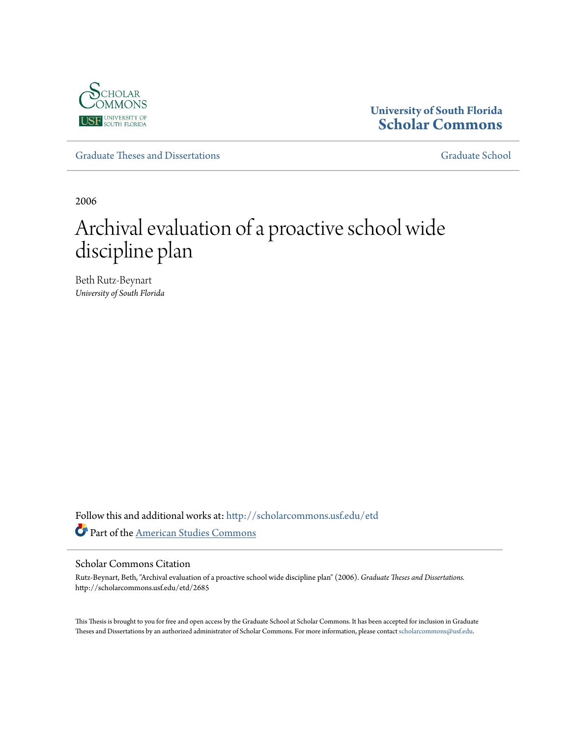University of South Florida
Scholar Commons

Graduate Theses and Dissertations

Graduate School

2006

# Archival evaluation of a proactive school wide discipline plan

Beth Rutz-Beynart
*University of South Florida*

Follow this and additional works at: http://scholarcommons.usf.edu/etd

Part of the American Studies Commons

## Scholar Commons Citation

Rutz-Beynart, Beth, "Archival evaluation of a proactive school wide discipline plan" (2006). *Graduate Theses and Dissertations.* http://scholarcommons.usf.edu/etd/2685

This Thesis is brought to you for free and open access by the Graduate School at Scholar Commons. It has been accepted for inclusion in Graduate Theses and Dissertations by an authorized administrator of Scholar Commons. For more information, please contact scholarcommons@usf.edu.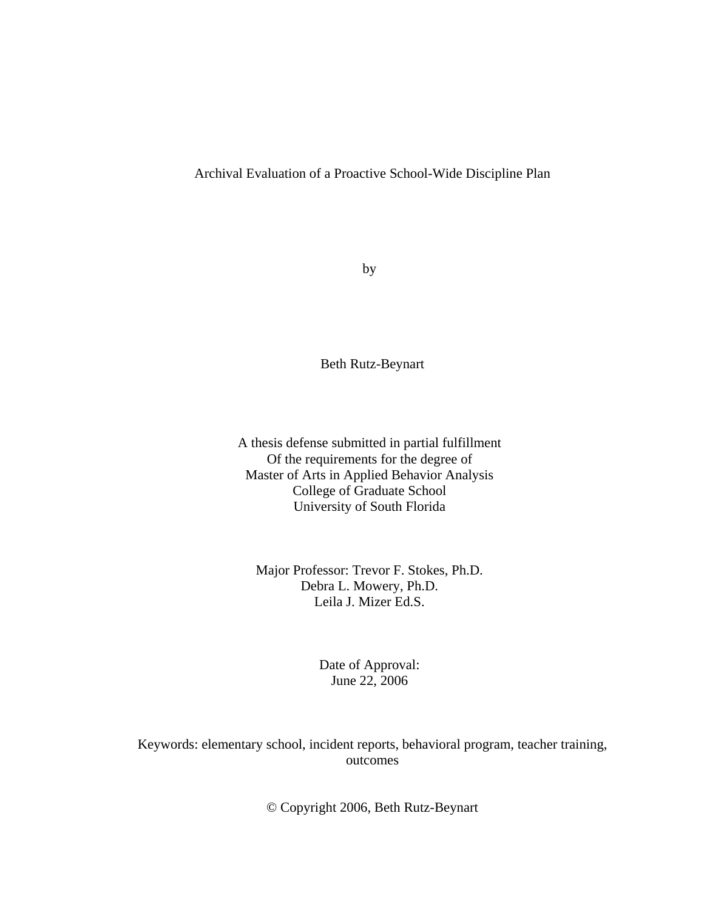Archival Evaluation of a Proactive School-Wide Discipline Plan

by

Beth Rutz-Beynart

A thesis defense submitted in partial fulfillment
Of the requirements for the degree of
Master of Arts in Applied Behavior Analysis
College of Graduate School
University of South Florida

Major Professor: Trevor F. Stokes, Ph.D.
Debra L. Mowery, Ph.D.
Leila J. Mizer Ed.S.

Date of Approval:
June 22, 2006

Keywords: elementary school, incident reports, behavioral program, teacher training, outcomes

© Copyright 2006, Beth Rutz-Beynart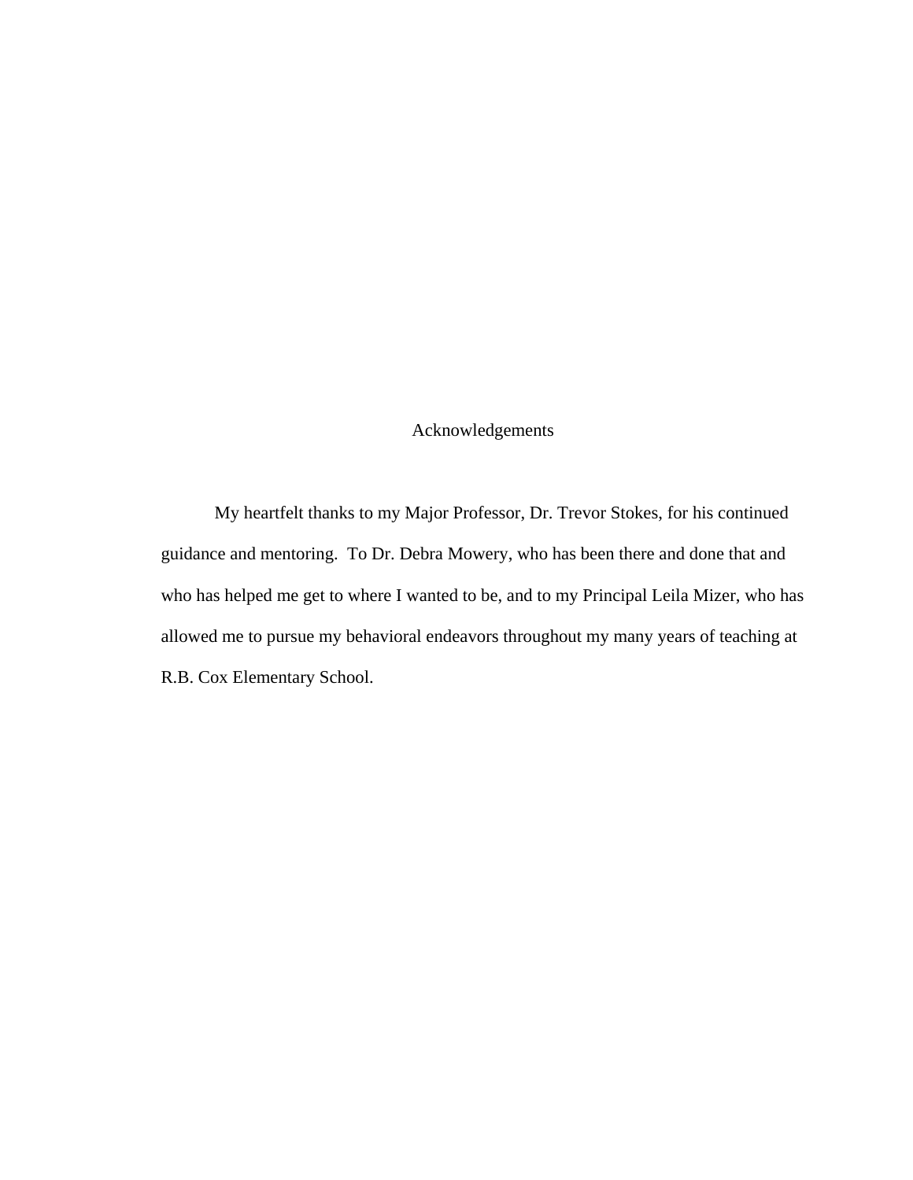# Acknowledgements

My heartfelt thanks to my Major Professor, Dr. Trevor Stokes, for his continued guidance and mentoring. To Dr. Debra Mowery, who has been there and done that and who has helped me get to where I wanted to be, and to my Principal Leila Mizer, who has allowed me to pursue my behavioral endeavors throughout my many years of teaching at R.B. Cox Elementary School.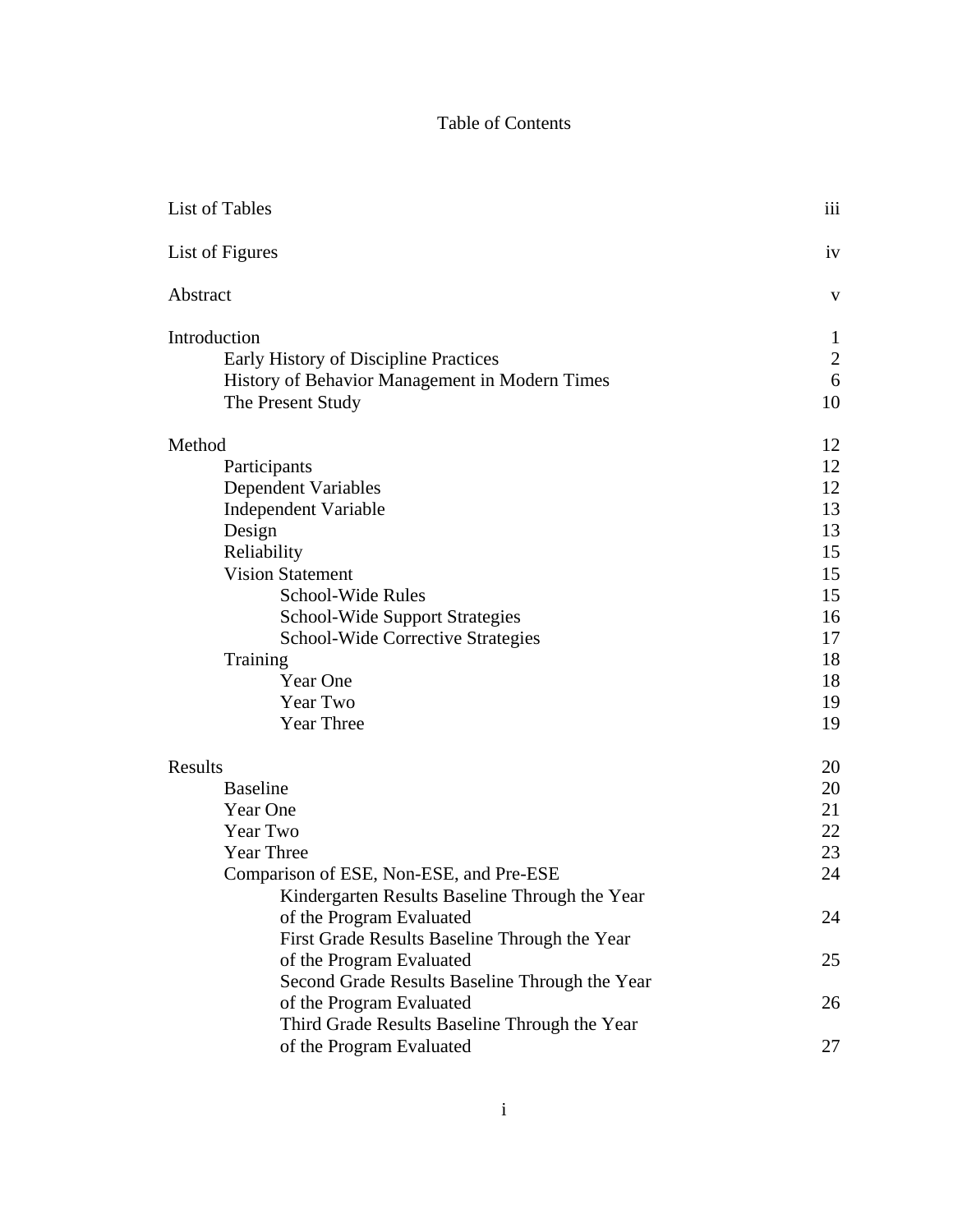# Table of Contents

| | |
|---|---|
| List of Tables | iii |
| List of Figures | iv |
| Abstract | v |
| Introduction | 1 |
| Early History of Discipline Practices | 2 |
| History of Behavior Management in Modern Times | 6 |
| The Present Study | 10 |
| Method | 12 |
| Participants | 12 |
| Dependent Variables | 12 |
| Independent Variable | 13 |
| Design | 13 |
| Reliability | 15 |
| Vision Statement | 15 |
| School-Wide Rules | 15 |
| School-Wide Support Strategies | 16 |
| School-Wide Corrective Strategies | 17 |
| Training | 18 |
| Year One | 18 |
| Year Two | 19 |
| Year Three | 19 |
| Results | 20 |
| Baseline | 20 |
| Year One | 21 |
| Year Two | 22 |
| Year Three | 23 |
| Comparison of ESE, Non-ESE, and Pre-ESE | 24 |
| Kindergarten Results Baseline Through the Year of the Program Evaluated | 24 |
| First Grade Results Baseline Through the Year of the Program Evaluated | 25 |
| Second Grade Results Baseline Through the Year of the Program Evaluated | 26 |
| Third Grade Results Baseline Through the Year of the Program Evaluated | 27 |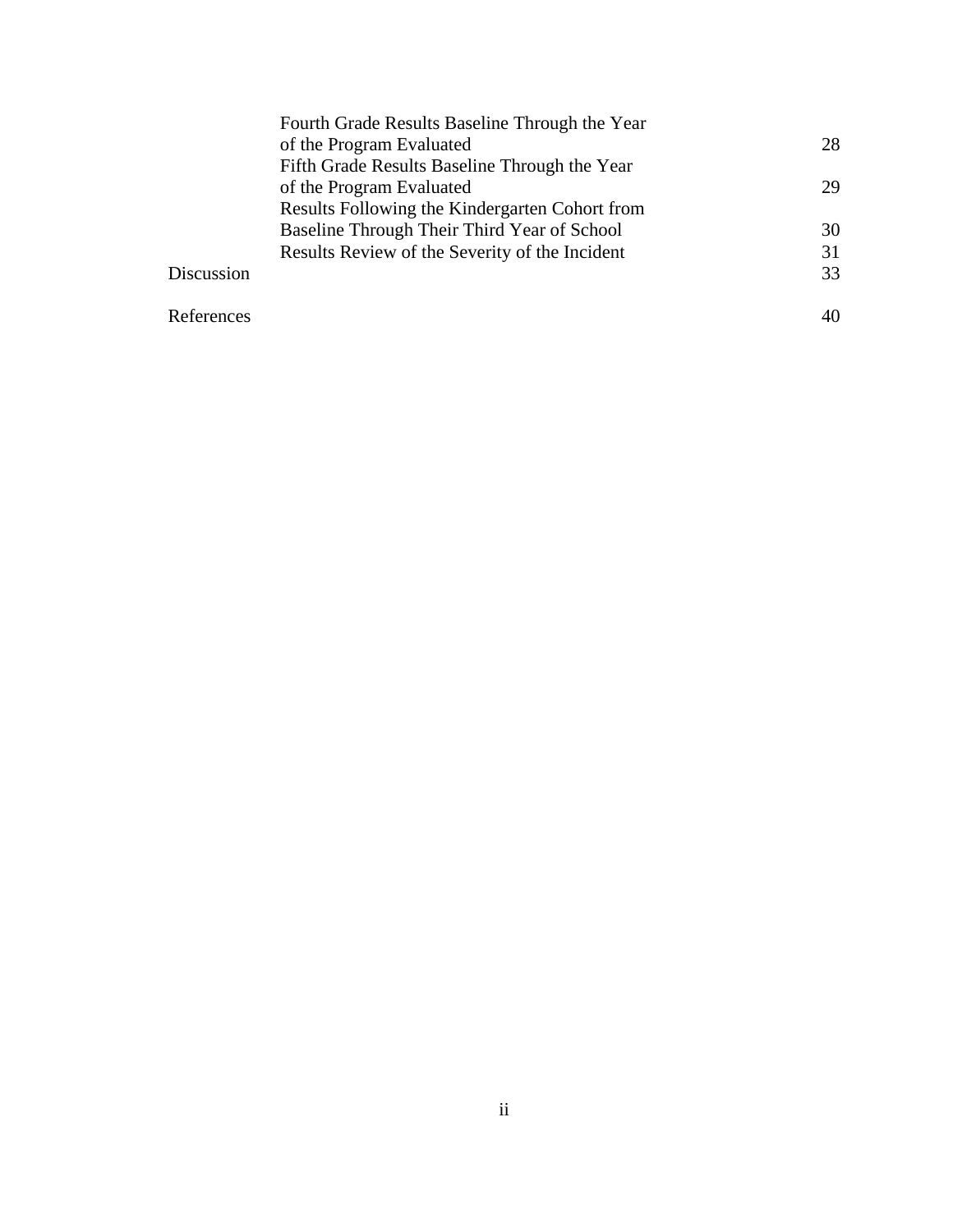| | | |
|---|---|---|
| | Fourth Grade Results Baseline Through the Year of the Program Evaluated | 28 |
| | Fifth Grade Results Baseline Through the Year of the Program Evaluated | 29 |
| | Results Following the Kindergarten Cohort from Baseline Through Their Third Year of School | 30 |
| | Results Review of the Severity of the Incident | 31 |
| Discussion | | 33 |
| References | | 40 |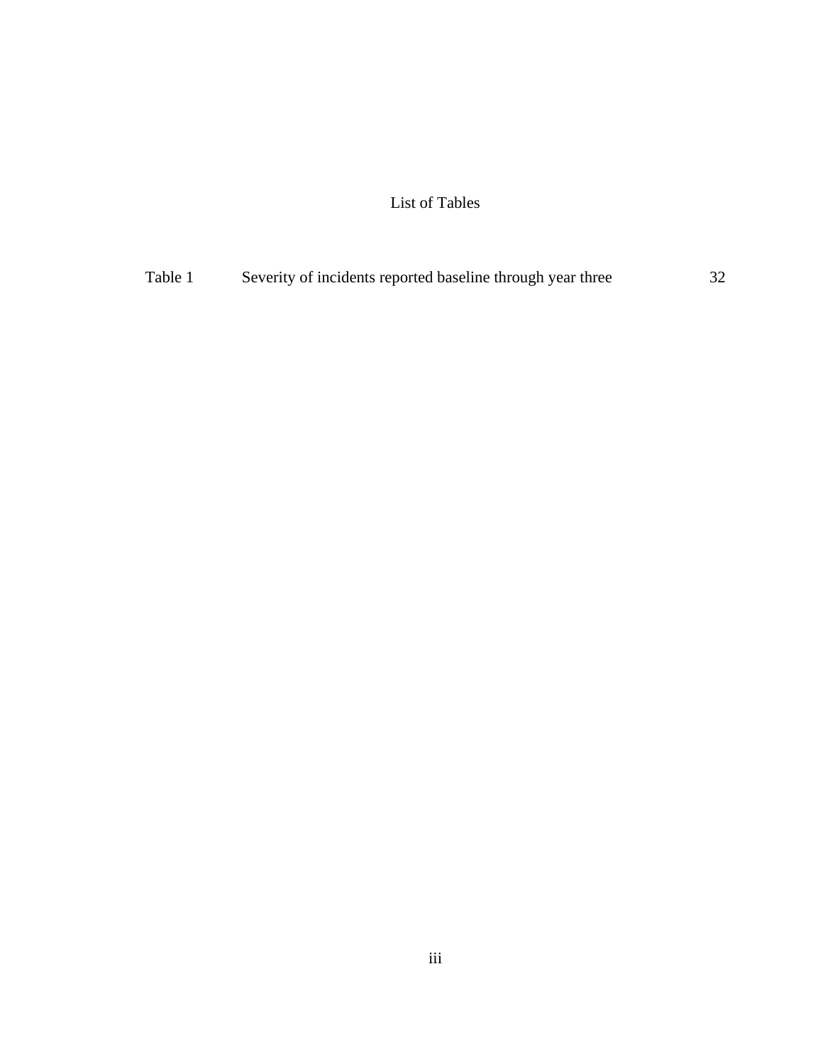# List of Tables

| | | |
|---|---|---|
| Table 1 | Severity of incidents reported baseline through year three | 32 |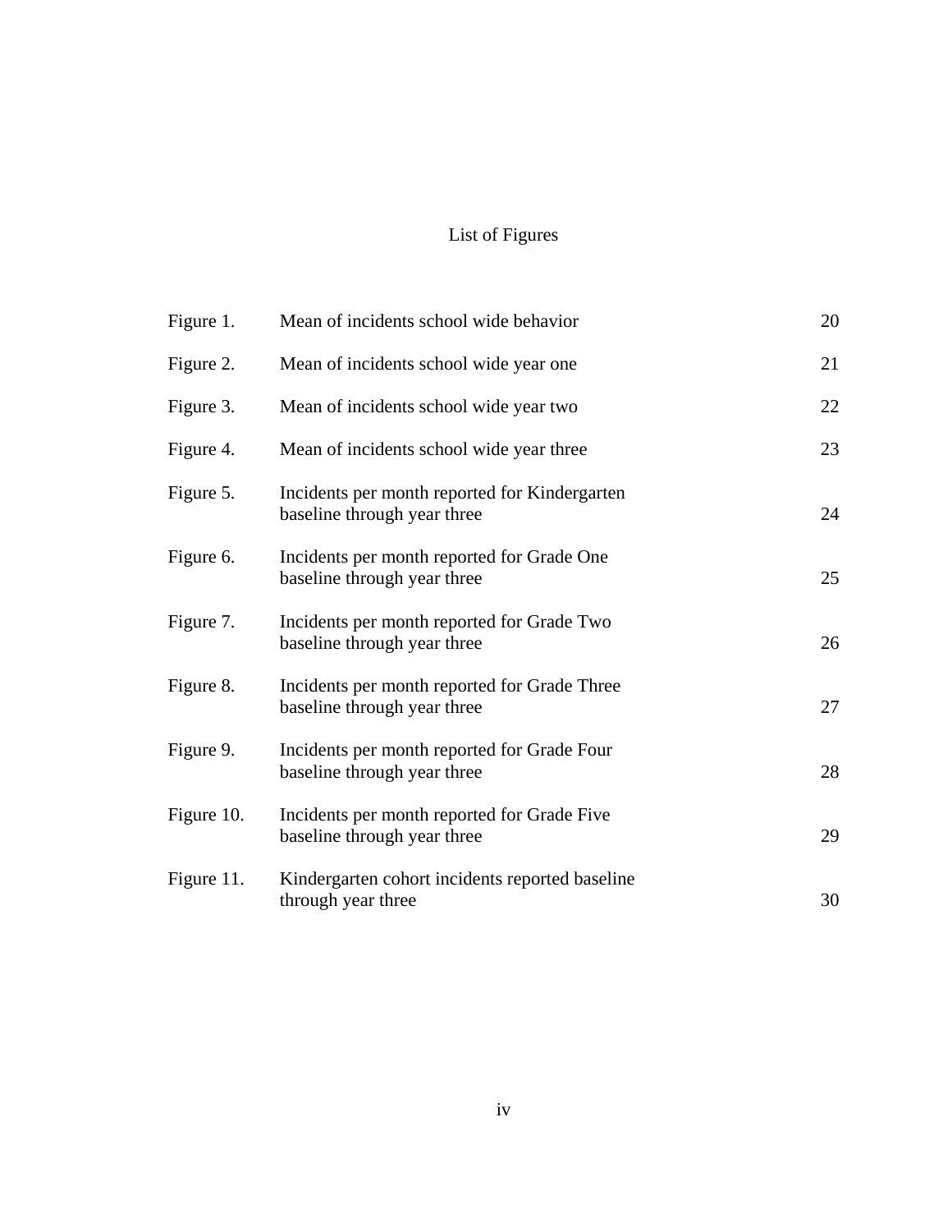# List of Figures

| | | |
|---|---|---|
| Figure 1. | Mean of incidents school wide behavior | 20 |
| Figure 2. | Mean of incidents school wide year one | 21 |
| Figure 3. | Mean of incidents school wide year two | 22 |
| Figure 4. | Mean of incidents school wide year three | 23 |
| Figure 5. | Incidents per month reported for Kindergarten baseline through year three | 24 |
| Figure 6. | Incidents per month reported for Grade One baseline through year three | 25 |
| Figure 7. | Incidents per month reported for Grade Two baseline through year three | 26 |
| Figure 8. | Incidents per month reported for Grade Three baseline through year three | 27 |
| Figure 9. | Incidents per month reported for Grade Four baseline through year three | 28 |
| Figure 10. | Incidents per month reported for Grade Five baseline through year three | 29 |
| Figure 11. | Kindergarten cohort incidents reported baseline through year three | 30 |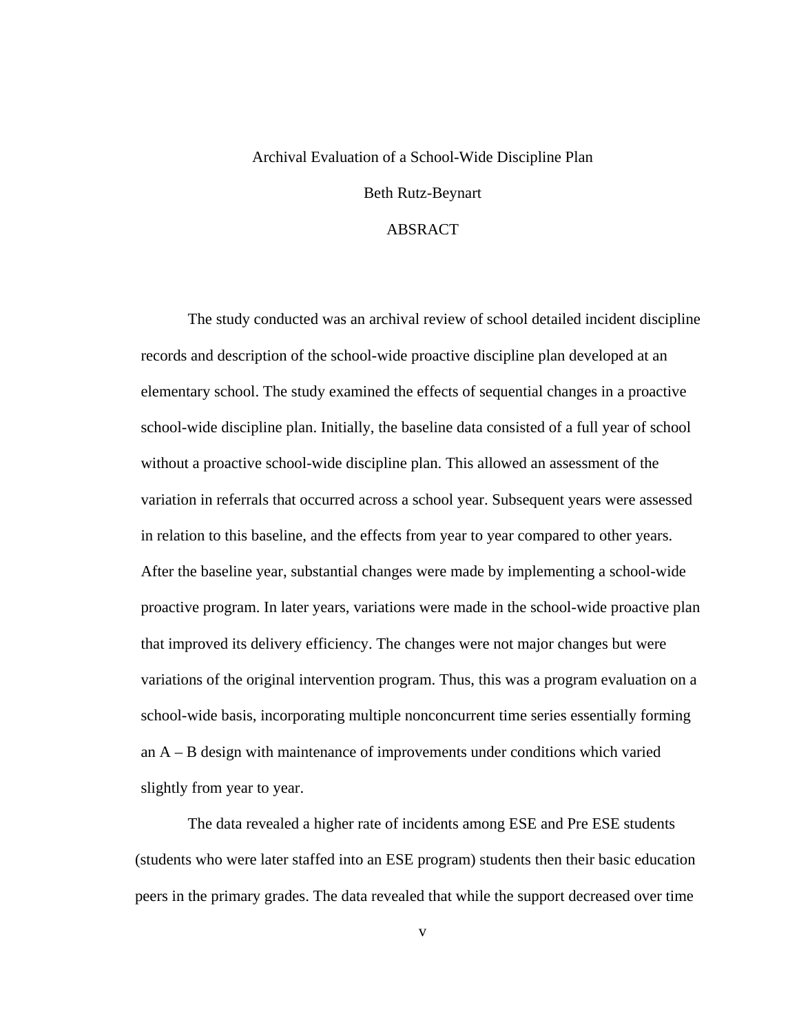Archival Evaluation of a School-Wide Discipline Plan

Beth Rutz-Beynart

ABSRACT

The study conducted was an archival review of school detailed incident discipline records and description of the school-wide proactive discipline plan developed at an elementary school. The study examined the effects of sequential changes in a proactive school-wide discipline plan. Initially, the baseline data consisted of a full year of school without a proactive school-wide discipline plan. This allowed an assessment of the variation in referrals that occurred across a school year. Subsequent years were assessed in relation to this baseline, and the effects from year to year compared to other years. After the baseline year, substantial changes were made by implementing a school-wide proactive program. In later years, variations were made in the school-wide proactive plan that improved its delivery efficiency. The changes were not major changes but were variations of the original intervention program. Thus, this was a program evaluation on a school-wide basis, incorporating multiple nonconcurrent time series essentially forming an A – B design with maintenance of improvements under conditions which varied slightly from year to year.

The data revealed a higher rate of incidents among ESE and Pre ESE students (students who were later staffed into an ESE program) students then their basic education peers in the primary grades. The data revealed that while the support decreased over time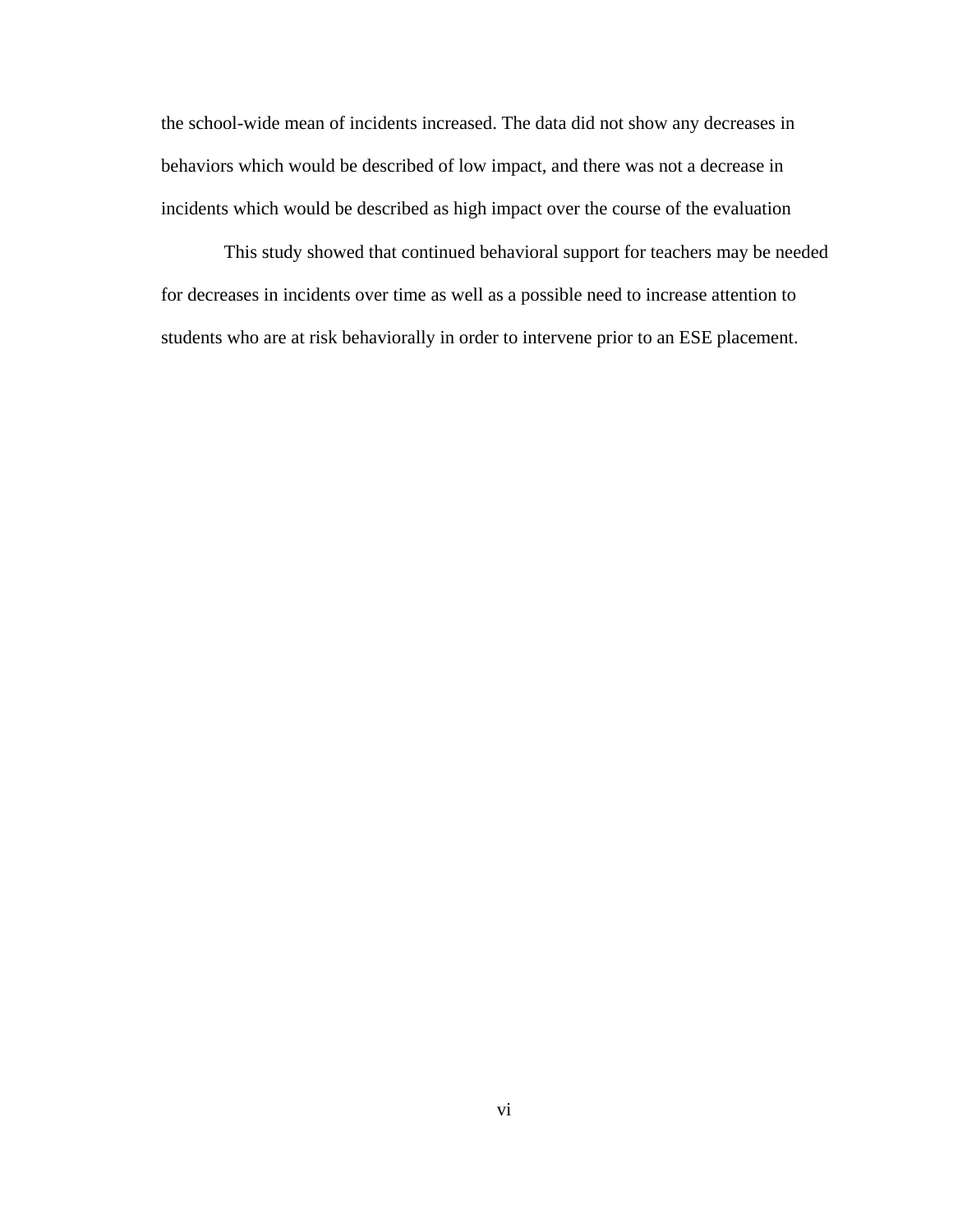the school-wide mean of incidents increased. The data did not show any decreases in behaviors which would be described of low impact, and there was not a decrease in incidents which would be described as high impact over the course of the evaluation

This study showed that continued behavioral support for teachers may be needed for decreases in incidents over time as well as a possible need to increase attention to students who are at risk behaviorally in order to intervene prior to an ESE placement.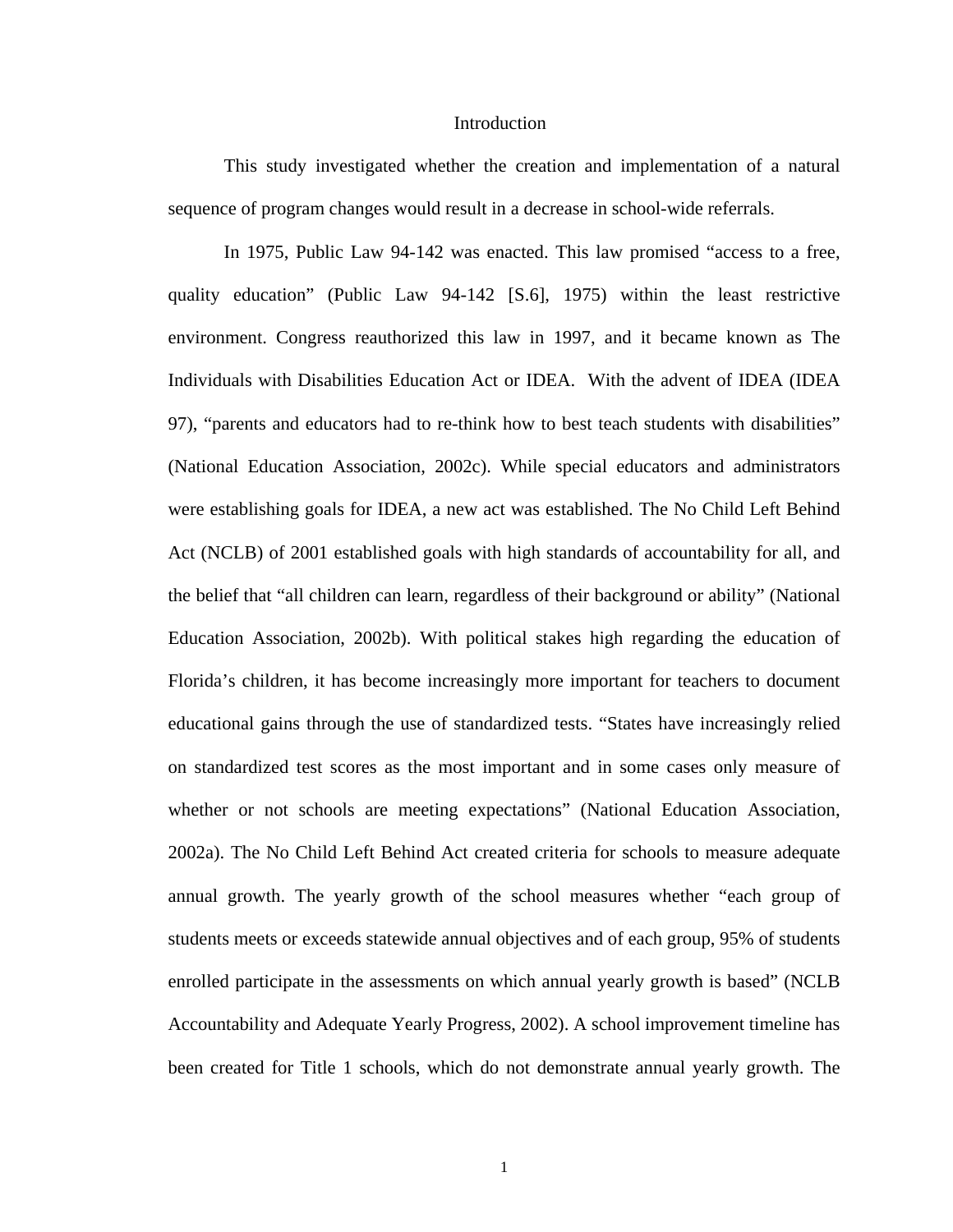# Introduction

This study investigated whether the creation and implementation of a natural sequence of program changes would result in a decrease in school-wide referrals.

In 1975, Public Law 94-142 was enacted. This law promised "access to a free, quality education" (Public Law 94-142 [S.6], 1975) within the least restrictive environment. Congress reauthorized this law in 1997, and it became known as The Individuals with Disabilities Education Act or IDEA. With the advent of IDEA (IDEA 97), "parents and educators had to re-think how to best teach students with disabilities" (National Education Association, 2002c). While special educators and administrators were establishing goals for IDEA, a new act was established. The No Child Left Behind Act (NCLB) of 2001 established goals with high standards of accountability for all, and the belief that "all children can learn, regardless of their background or ability" (National Education Association, 2002b). With political stakes high regarding the education of Florida's children, it has become increasingly more important for teachers to document educational gains through the use of standardized tests. "States have increasingly relied on standardized test scores as the most important and in some cases only measure of whether or not schools are meeting expectations" (National Education Association, 2002a). The No Child Left Behind Act created criteria for schools to measure adequate annual growth. The yearly growth of the school measures whether "each group of students meets or exceeds statewide annual objectives and of each group, 95% of students enrolled participate in the assessments on which annual yearly growth is based" (NCLB Accountability and Adequate Yearly Progress, 2002). A school improvement timeline has been created for Title 1 schools, which do not demonstrate annual yearly growth. The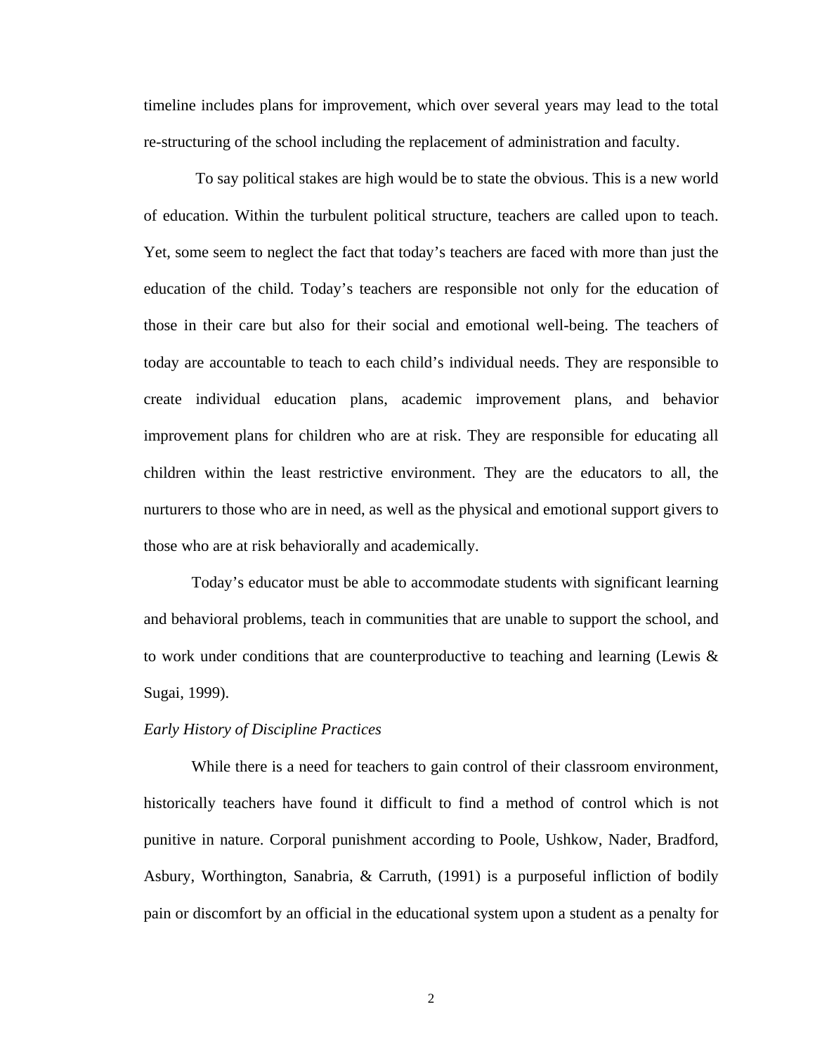timeline includes plans for improvement, which over several years may lead to the total re-structuring of the school including the replacement of administration and faculty.

To say political stakes are high would be to state the obvious. This is a new world of education. Within the turbulent political structure, teachers are called upon to teach. Yet, some seem to neglect the fact that today's teachers are faced with more than just the education of the child. Today's teachers are responsible not only for the education of those in their care but also for their social and emotional well-being. The teachers of today are accountable to teach to each child's individual needs. They are responsible to create individual education plans, academic improvement plans, and behavior improvement plans for children who are at risk. They are responsible for educating all children within the least restrictive environment. They are the educators to all, the nurturers to those who are in need, as well as the physical and emotional support givers to those who are at risk behaviorally and academically.

Today's educator must be able to accommodate students with significant learning and behavioral problems, teach in communities that are unable to support the school, and to work under conditions that are counterproductive to teaching and learning (Lewis & Sugai, 1999).

*Early History of Discipline Practices*

While there is a need for teachers to gain control of their classroom environment, historically teachers have found it difficult to find a method of control which is not punitive in nature. Corporal punishment according to Poole, Ushkow, Nader, Bradford, Asbury, Worthington, Sanabria, & Carruth, (1991) is a purposeful infliction of bodily pain or discomfort by an official in the educational system upon a student as a penalty for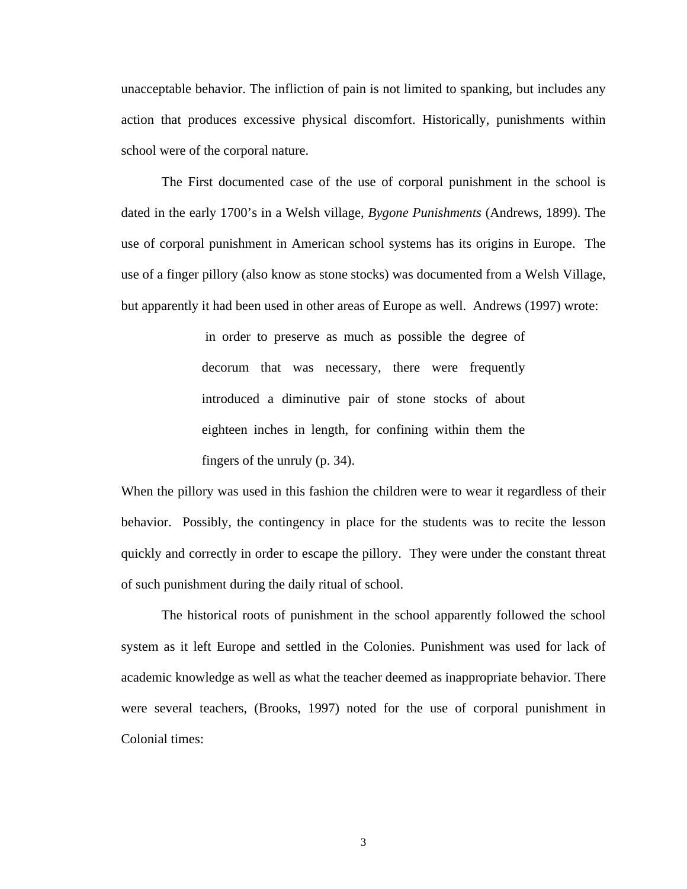unacceptable behavior. The infliction of pain is not limited to spanking, but includes any action that produces excessive physical discomfort. Historically, punishments within school were of the corporal nature.

The First documented case of the use of corporal punishment in the school is dated in the early 1700's in a Welsh village, *Bygone Punishments* (Andrews, 1899). The use of corporal punishment in American school systems has its origins in Europe. The use of a finger pillory (also know as stone stocks) was documented from a Welsh Village, but apparently it had been used in other areas of Europe as well. Andrews (1997) wrote:

> in order to preserve as much as possible the degree of decorum that was necessary, there were frequently introduced a diminutive pair of stone stocks of about eighteen inches in length, for confining within them the fingers of the unruly (p. 34).

When the pillory was used in this fashion the children were to wear it regardless of their behavior. Possibly, the contingency in place for the students was to recite the lesson quickly and correctly in order to escape the pillory. They were under the constant threat of such punishment during the daily ritual of school.

The historical roots of punishment in the school apparently followed the school system as it left Europe and settled in the Colonies. Punishment was used for lack of academic knowledge as well as what the teacher deemed as inappropriate behavior. There were several teachers, (Brooks, 1997) noted for the use of corporal punishment in Colonial times: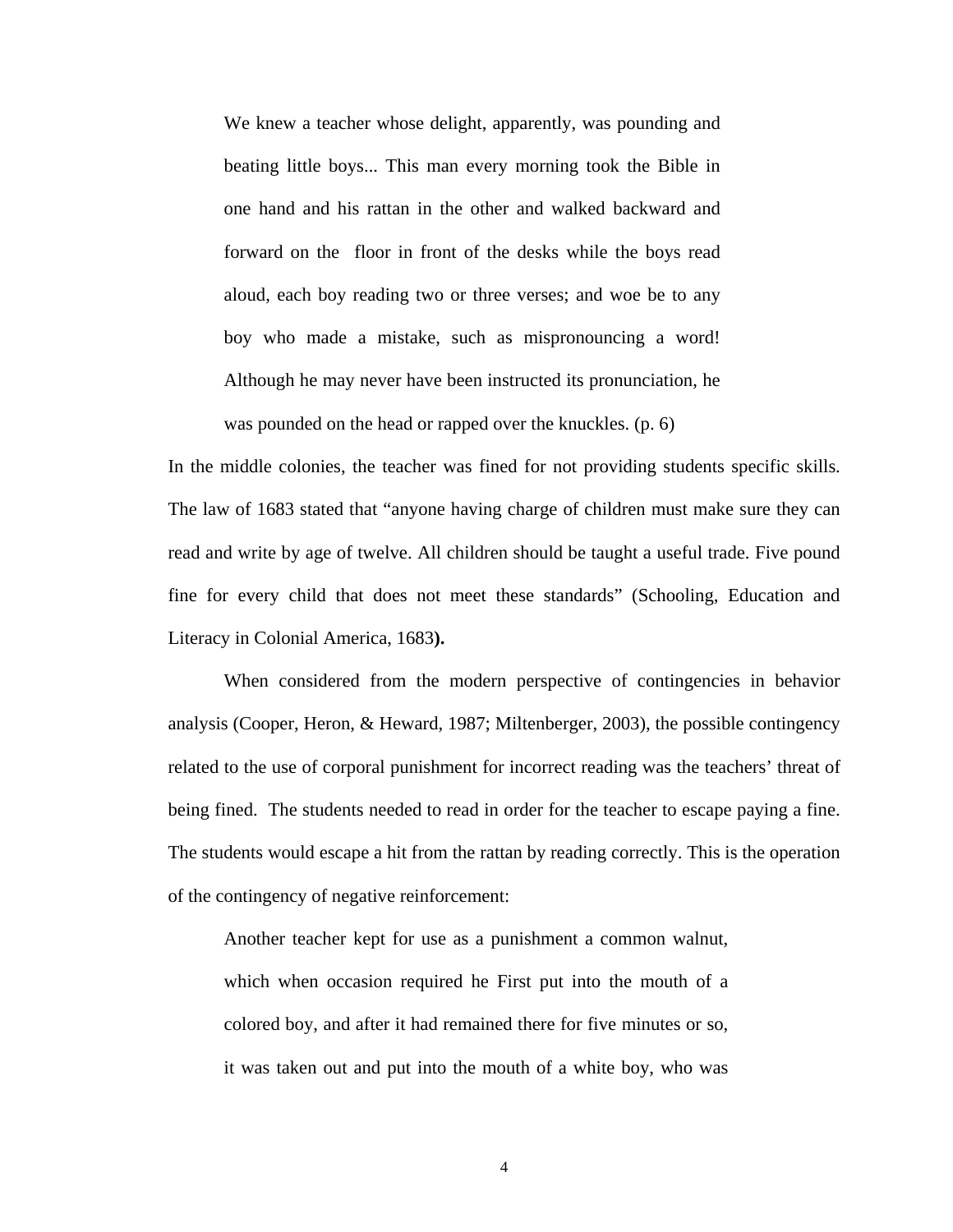> We knew a teacher whose delight, apparently, was pounding and beating little boys... This man every morning took the Bible in one hand and his rattan in the other and walked backward and forward on the floor in front of the desks while the boys read aloud, each boy reading two or three verses; and woe be to any boy who made a mistake, such as mispronouncing a word! Although he may never have been instructed its pronunciation, he was pounded on the head or rapped over the knuckles. (p. 6)

In the middle colonies, the teacher was fined for not providing students specific skills. The law of 1683 stated that "anyone having charge of children must make sure they can read and write by age of twelve. All children should be taught a useful trade. Five pound fine for every child that does not meet these standards" (Schooling, Education and Literacy in Colonial America, 1683**).**

When considered from the modern perspective of contingencies in behavior analysis (Cooper, Heron, & Heward, 1987; Miltenberger, 2003), the possible contingency related to the use of corporal punishment for incorrect reading was the teachers' threat of being fined. The students needed to read in order for the teacher to escape paying a fine. The students would escape a hit from the rattan by reading correctly. This is the operation of the contingency of negative reinforcement:

> Another teacher kept for use as a punishment a common walnut, which when occasion required he First put into the mouth of a colored boy, and after it had remained there for five minutes or so, it was taken out and put into the mouth of a white boy, who was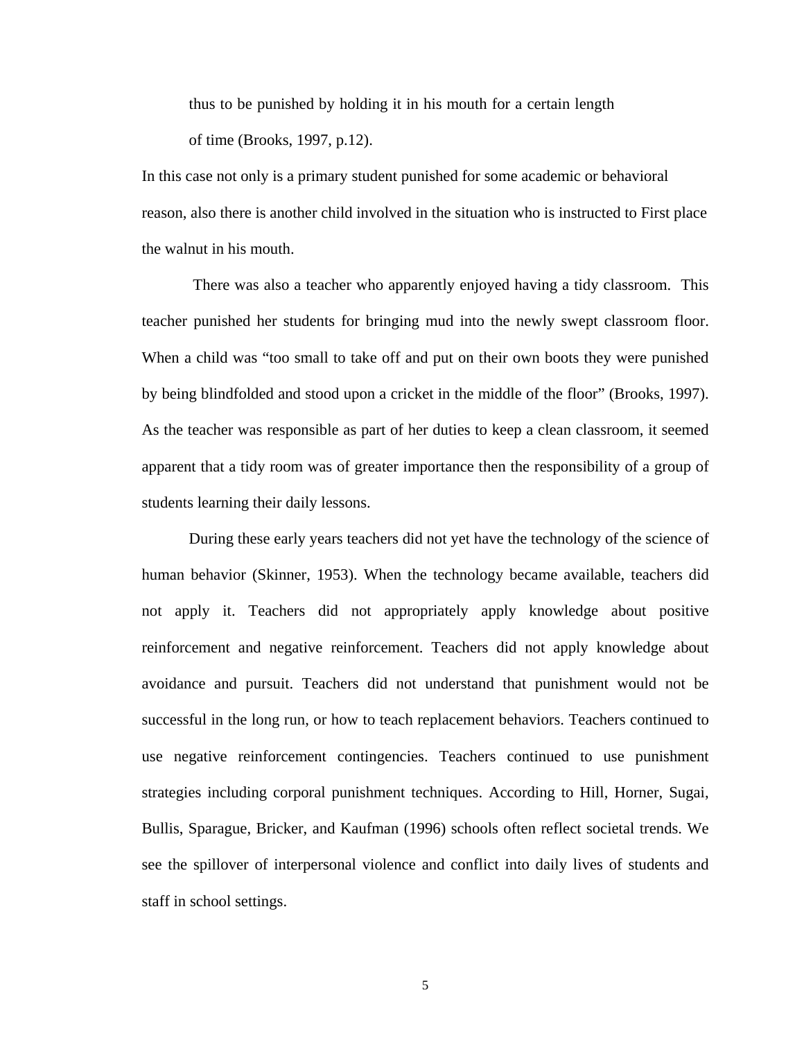> thus to be punished by holding it in his mouth for a certain length
> of time (Brooks, 1997, p.12).

In this case not only is a primary student punished for some academic or behavioral reason, also there is another child involved in the situation who is instructed to First place the walnut in his mouth.

There was also a teacher who apparently enjoyed having a tidy classroom. This teacher punished her students for bringing mud into the newly swept classroom floor. When a child was "too small to take off and put on their own boots they were punished by being blindfolded and stood upon a cricket in the middle of the floor" (Brooks, 1997). As the teacher was responsible as part of her duties to keep a clean classroom, it seemed apparent that a tidy room was of greater importance then the responsibility of a group of students learning their daily lessons.

During these early years teachers did not yet have the technology of the science of human behavior (Skinner, 1953). When the technology became available, teachers did not apply it. Teachers did not appropriately apply knowledge about positive reinforcement and negative reinforcement. Teachers did not apply knowledge about avoidance and pursuit. Teachers did not understand that punishment would not be successful in the long run, or how to teach replacement behaviors. Teachers continued to use negative reinforcement contingencies. Teachers continued to use punishment strategies including corporal punishment techniques. According to Hill, Horner, Sugai, Bullis, Sparague, Bricker, and Kaufman (1996) schools often reflect societal trends. We see the spillover of interpersonal violence and conflict into daily lives of students and staff in school settings.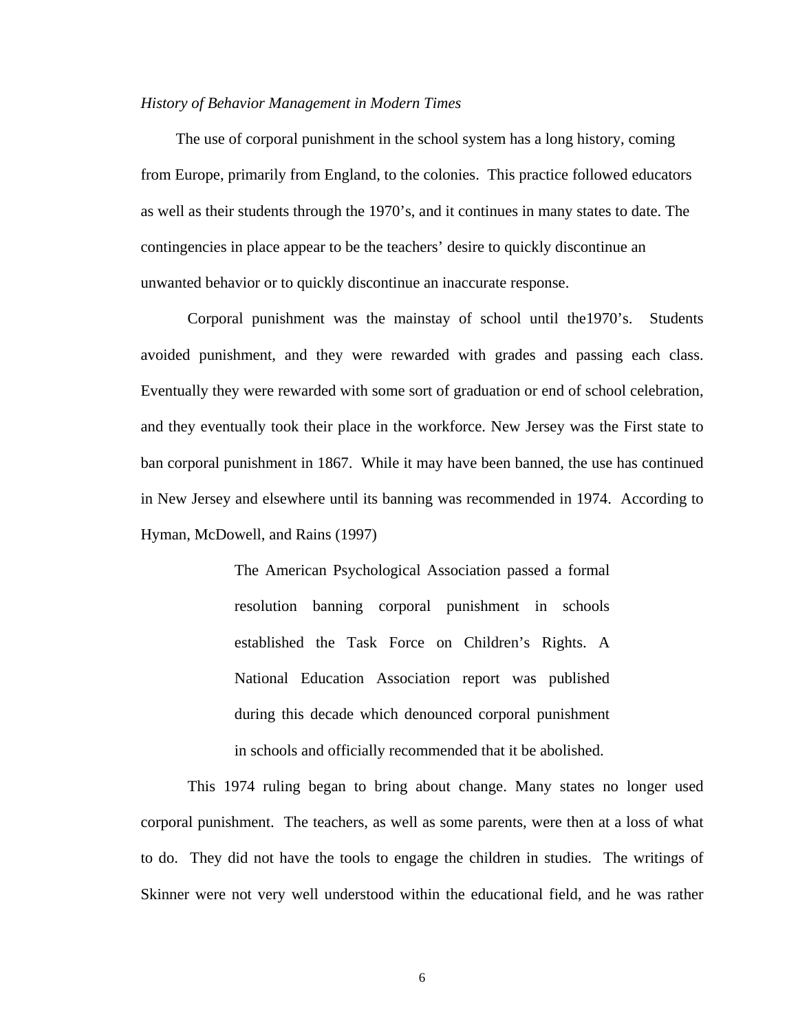*History of Behavior Management in Modern Times*

The use of corporal punishment in the school system has a long history, coming from Europe, primarily from England, to the colonies. This practice followed educators as well as their students through the 1970's, and it continues in many states to date. The contingencies in place appear to be the teachers' desire to quickly discontinue an unwanted behavior or to quickly discontinue an inaccurate response.

Corporal punishment was the mainstay of school until the1970's. Students avoided punishment, and they were rewarded with grades and passing each class. Eventually they were rewarded with some sort of graduation or end of school celebration, and they eventually took their place in the workforce. New Jersey was the First state to ban corporal punishment in 1867. While it may have been banned, the use has continued in New Jersey and elsewhere until its banning was recommended in 1974. According to Hyman, McDowell, and Rains (1997)

> The American Psychological Association passed a formal resolution banning corporal punishment in schools established the Task Force on Children's Rights. A National Education Association report was published during this decade which denounced corporal punishment in schools and officially recommended that it be abolished.

This 1974 ruling began to bring about change. Many states no longer used corporal punishment. The teachers, as well as some parents, were then at a loss of what to do. They did not have the tools to engage the children in studies. The writings of Skinner were not very well understood within the educational field, and he was rather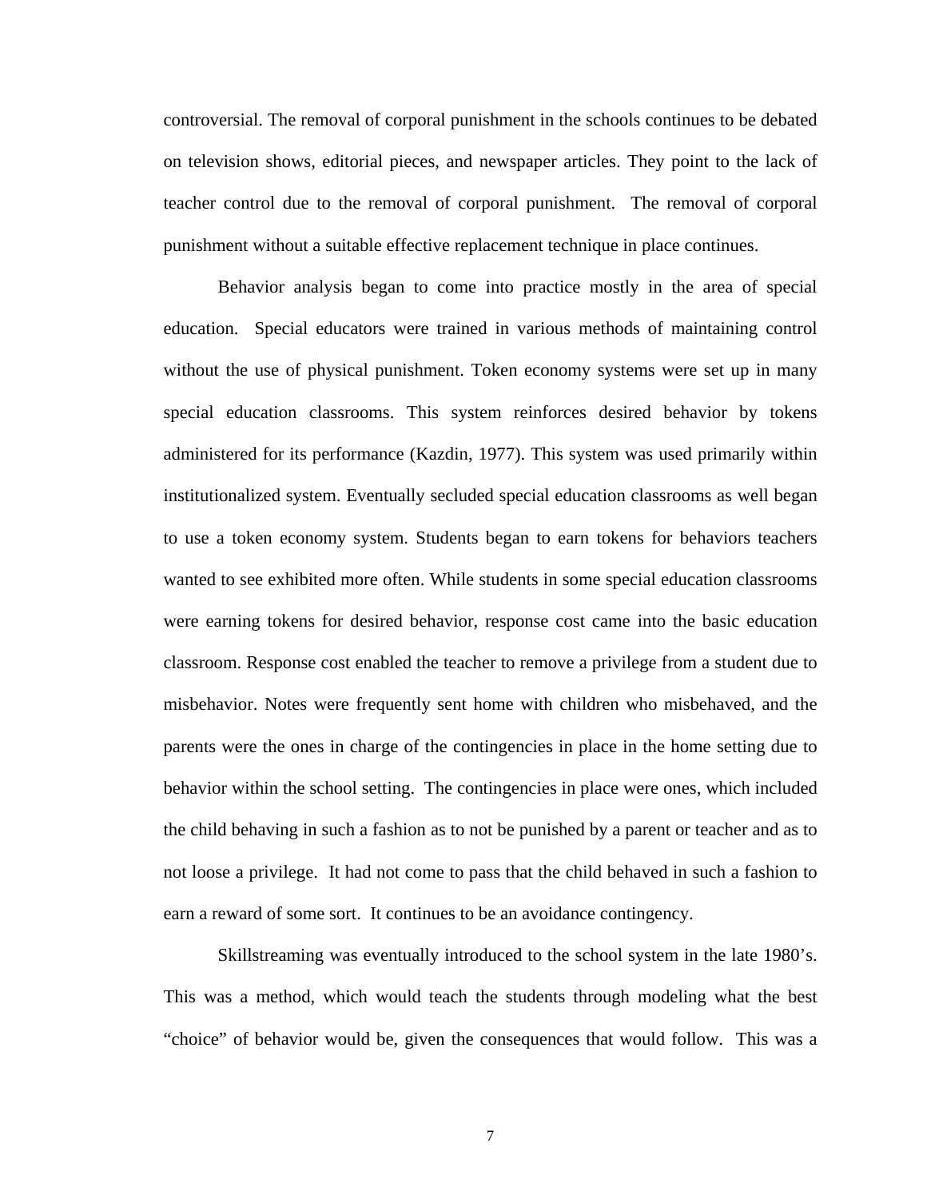controversial. The removal of corporal punishment in the schools continues to be debated on television shows, editorial pieces, and newspaper articles. They point to the lack of teacher control due to the removal of corporal punishment. The removal of corporal punishment without a suitable effective replacement technique in place continues.

Behavior analysis began to come into practice mostly in the area of special education. Special educators were trained in various methods of maintaining control without the use of physical punishment. Token economy systems were set up in many special education classrooms. This system reinforces desired behavior by tokens administered for its performance (Kazdin, 1977). This system was used primarily within institutionalized system. Eventually secluded special education classrooms as well began to use a token economy system. Students began to earn tokens for behaviors teachers wanted to see exhibited more often. While students in some special education classrooms were earning tokens for desired behavior, response cost came into the basic education classroom. Response cost enabled the teacher to remove a privilege from a student due to misbehavior. Notes were frequently sent home with children who misbehaved, and the parents were the ones in charge of the contingencies in place in the home setting due to behavior within the school setting. The contingencies in place were ones, which included the child behaving in such a fashion as to not be punished by a parent or teacher and as to not loose a privilege. It had not come to pass that the child behaved in such a fashion to earn a reward of some sort. It continues to be an avoidance contingency.

Skillstreaming was eventually introduced to the school system in the late 1980's. This was a method, which would teach the students through modeling what the best "choice" of behavior would be, given the consequences that would follow. This was a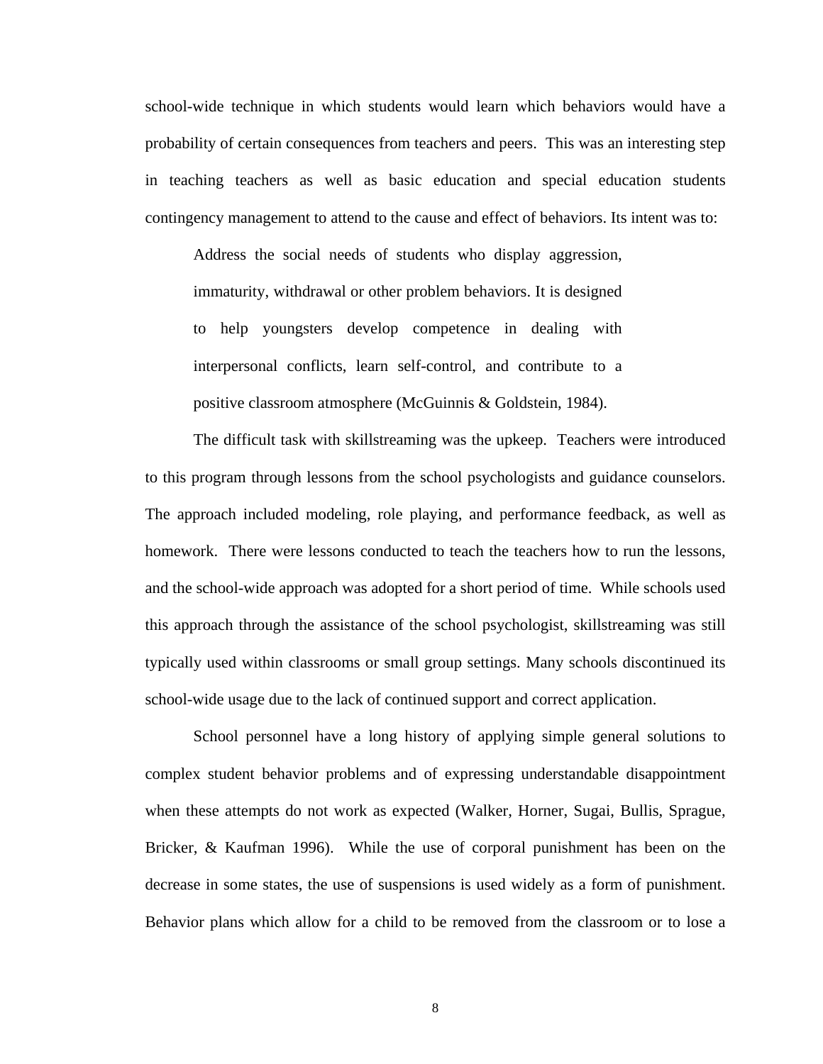school-wide technique in which students would learn which behaviors would have a probability of certain consequences from teachers and peers. This was an interesting step in teaching teachers as well as basic education and special education students contingency management to attend to the cause and effect of behaviors. Its intent was to:

> Address the social needs of students who display aggression, immaturity, withdrawal or other problem behaviors. It is designed to help youngsters develop competence in dealing with interpersonal conflicts, learn self-control, and contribute to a positive classroom atmosphere (McGuinnis & Goldstein, 1984).

The difficult task with skillstreaming was the upkeep. Teachers were introduced to this program through lessons from the school psychologists and guidance counselors. The approach included modeling, role playing, and performance feedback, as well as homework. There were lessons conducted to teach the teachers how to run the lessons, and the school-wide approach was adopted for a short period of time. While schools used this approach through the assistance of the school psychologist, skillstreaming was still typically used within classrooms or small group settings. Many schools discontinued its school-wide usage due to the lack of continued support and correct application.

School personnel have a long history of applying simple general solutions to complex student behavior problems and of expressing understandable disappointment when these attempts do not work as expected (Walker, Horner, Sugai, Bullis, Sprague, Bricker, & Kaufman 1996). While the use of corporal punishment has been on the decrease in some states, the use of suspensions is used widely as a form of punishment. Behavior plans which allow for a child to be removed from the classroom or to lose a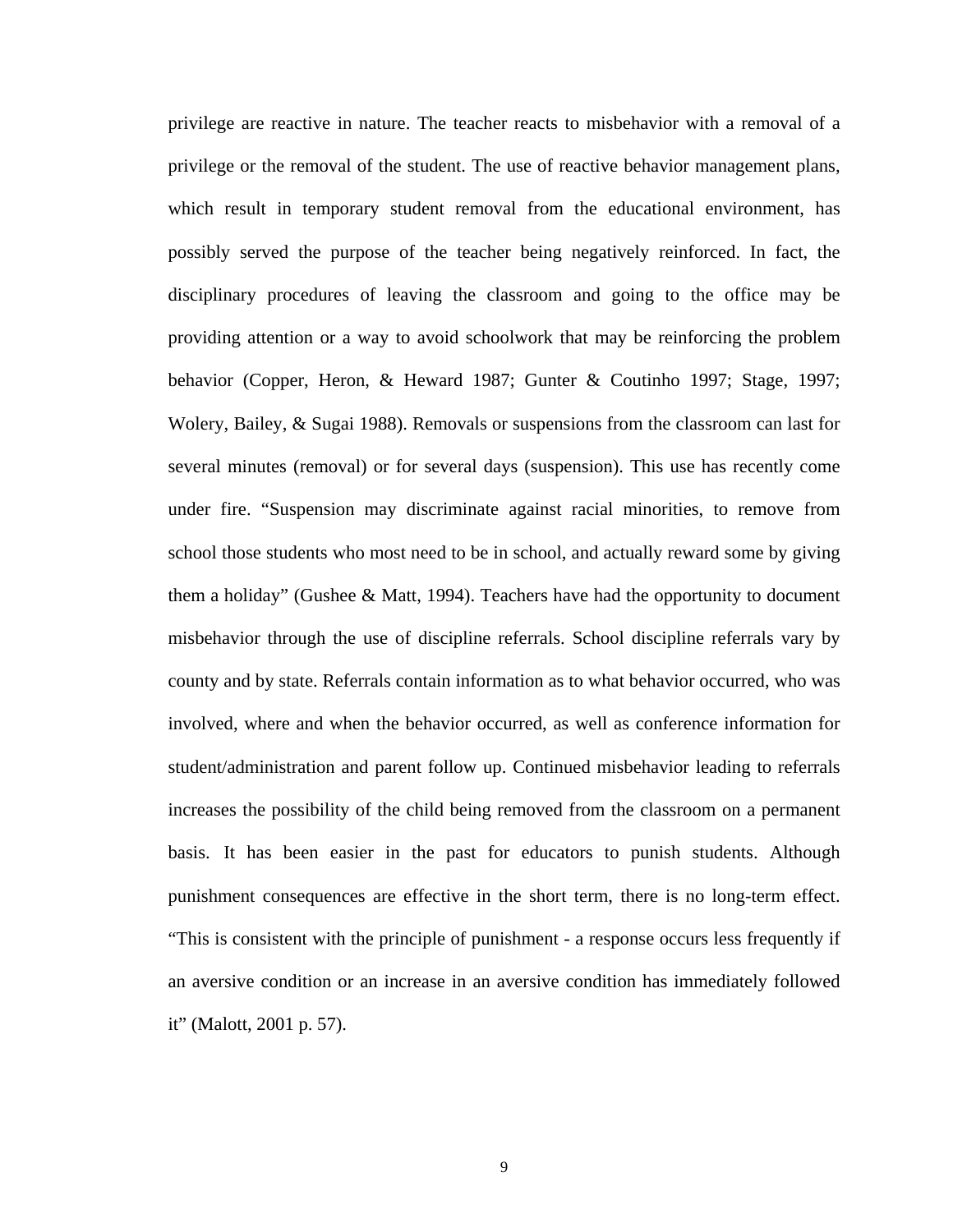privilege are reactive in nature. The teacher reacts to misbehavior with a removal of a privilege or the removal of the student. The use of reactive behavior management plans, which result in temporary student removal from the educational environment, has possibly served the purpose of the teacher being negatively reinforced. In fact, the disciplinary procedures of leaving the classroom and going to the office may be providing attention or a way to avoid schoolwork that may be reinforcing the problem behavior (Copper, Heron, & Heward 1987; Gunter & Coutinho 1997; Stage, 1997; Wolery, Bailey, & Sugai 1988). Removals or suspensions from the classroom can last for several minutes (removal) or for several days (suspension). This use has recently come under fire. "Suspension may discriminate against racial minorities, to remove from school those students who most need to be in school, and actually reward some by giving them a holiday" (Gushee & Matt, 1994). Teachers have had the opportunity to document misbehavior through the use of discipline referrals. School discipline referrals vary by county and by state. Referrals contain information as to what behavior occurred, who was involved, where and when the behavior occurred, as well as conference information for student/administration and parent follow up. Continued misbehavior leading to referrals increases the possibility of the child being removed from the classroom on a permanent basis. It has been easier in the past for educators to punish students. Although punishment consequences are effective in the short term, there is no long-term effect. "This is consistent with the principle of punishment - a response occurs less frequently if an aversive condition or an increase in an aversive condition has immediately followed it" (Malott, 2001 p. 57).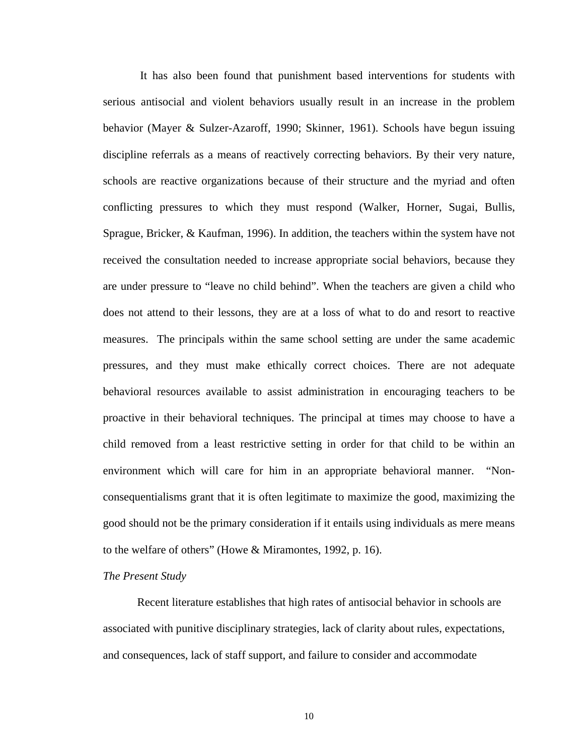It has also been found that punishment based interventions for students with serious antisocial and violent behaviors usually result in an increase in the problem behavior (Mayer & Sulzer-Azaroff, 1990; Skinner, 1961). Schools have begun issuing discipline referrals as a means of reactively correcting behaviors. By their very nature, schools are reactive organizations because of their structure and the myriad and often conflicting pressures to which they must respond (Walker, Horner, Sugai, Bullis, Sprague, Bricker, & Kaufman, 1996). In addition, the teachers within the system have not received the consultation needed to increase appropriate social behaviors, because they are under pressure to "leave no child behind". When the teachers are given a child who does not attend to their lessons, they are at a loss of what to do and resort to reactive measures. The principals within the same school setting are under the same academic pressures, and they must make ethically correct choices. There are not adequate behavioral resources available to assist administration in encouraging teachers to be proactive in their behavioral techniques. The principal at times may choose to have a child removed from a least restrictive setting in order for that child to be within an environment which will care for him in an appropriate behavioral manner. "Non-consequentialisms grant that it is often legitimate to maximize the good, maximizing the good should not be the primary consideration if it entails using individuals as mere means to the welfare of others" (Howe & Miramontes, 1992, p. 16).

*The Present Study*

Recent literature establishes that high rates of antisocial behavior in schools are associated with punitive disciplinary strategies, lack of clarity about rules, expectations, and consequences, lack of staff support, and failure to consider and accommodate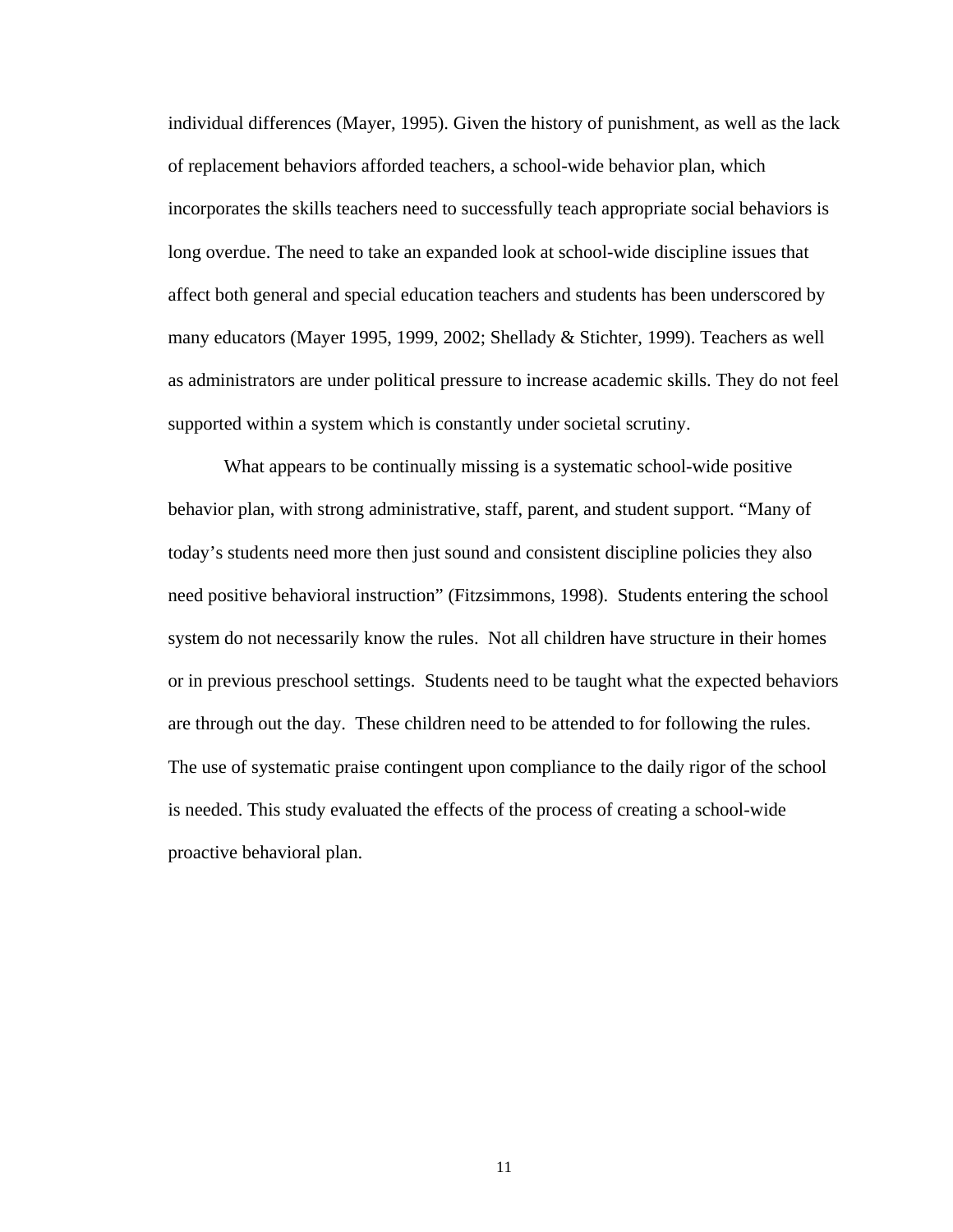individual differences (Mayer, 1995). Given the history of punishment, as well as the lack of replacement behaviors afforded teachers, a school-wide behavior plan, which incorporates the skills teachers need to successfully teach appropriate social behaviors is long overdue. The need to take an expanded look at school-wide discipline issues that affect both general and special education teachers and students has been underscored by many educators (Mayer 1995, 1999, 2002; Shellady & Stichter, 1999). Teachers as well as administrators are under political pressure to increase academic skills. They do not feel supported within a system which is constantly under societal scrutiny.

What appears to be continually missing is a systematic school-wide positive behavior plan, with strong administrative, staff, parent, and student support. "Many of today's students need more then just sound and consistent discipline policies they also need positive behavioral instruction" (Fitzsimmons, 1998). Students entering the school system do not necessarily know the rules. Not all children have structure in their homes or in previous preschool settings. Students need to be taught what the expected behaviors are through out the day. These children need to be attended to for following the rules. The use of systematic praise contingent upon compliance to the daily rigor of the school is needed. This study evaluated the effects of the process of creating a school-wide proactive behavioral plan.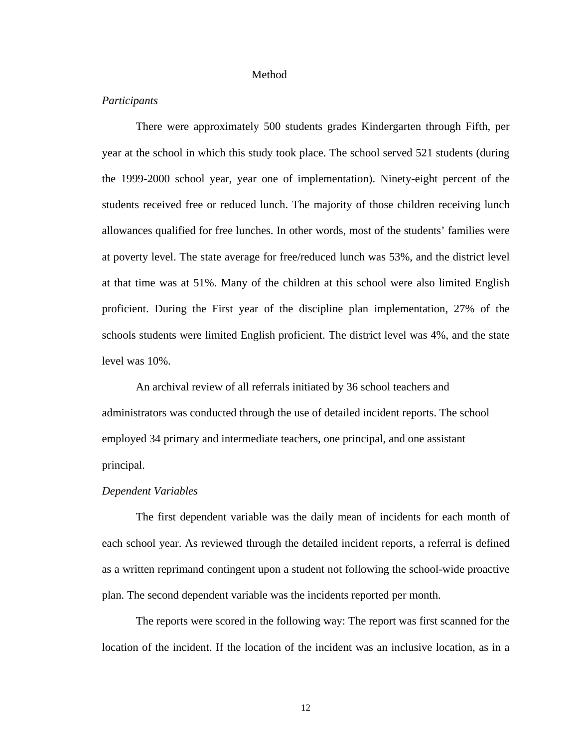# Method

*Participants*

There were approximately 500 students grades Kindergarten through Fifth, per year at the school in which this study took place. The school served 521 students (during the 1999-2000 school year, year one of implementation). Ninety-eight percent of the students received free or reduced lunch. The majority of those children receiving lunch allowances qualified for free lunches. In other words, most of the students' families were at poverty level. The state average for free/reduced lunch was 53%, and the district level at that time was at 51%. Many of the children at this school were also limited English proficient. During the First year of the discipline plan implementation, 27% of the schools students were limited English proficient. The district level was 4%, and the state level was 10%.

An archival review of all referrals initiated by 36 school teachers and administrators was conducted through the use of detailed incident reports. The school employed 34 primary and intermediate teachers, one principal, and one assistant principal.

*Dependent Variables*

The first dependent variable was the daily mean of incidents for each month of each school year. As reviewed through the detailed incident reports, a referral is defined as a written reprimand contingent upon a student not following the school-wide proactive plan. The second dependent variable was the incidents reported per month.

The reports were scored in the following way: The report was first scanned for the location of the incident. If the location of the incident was an inclusive location, as in a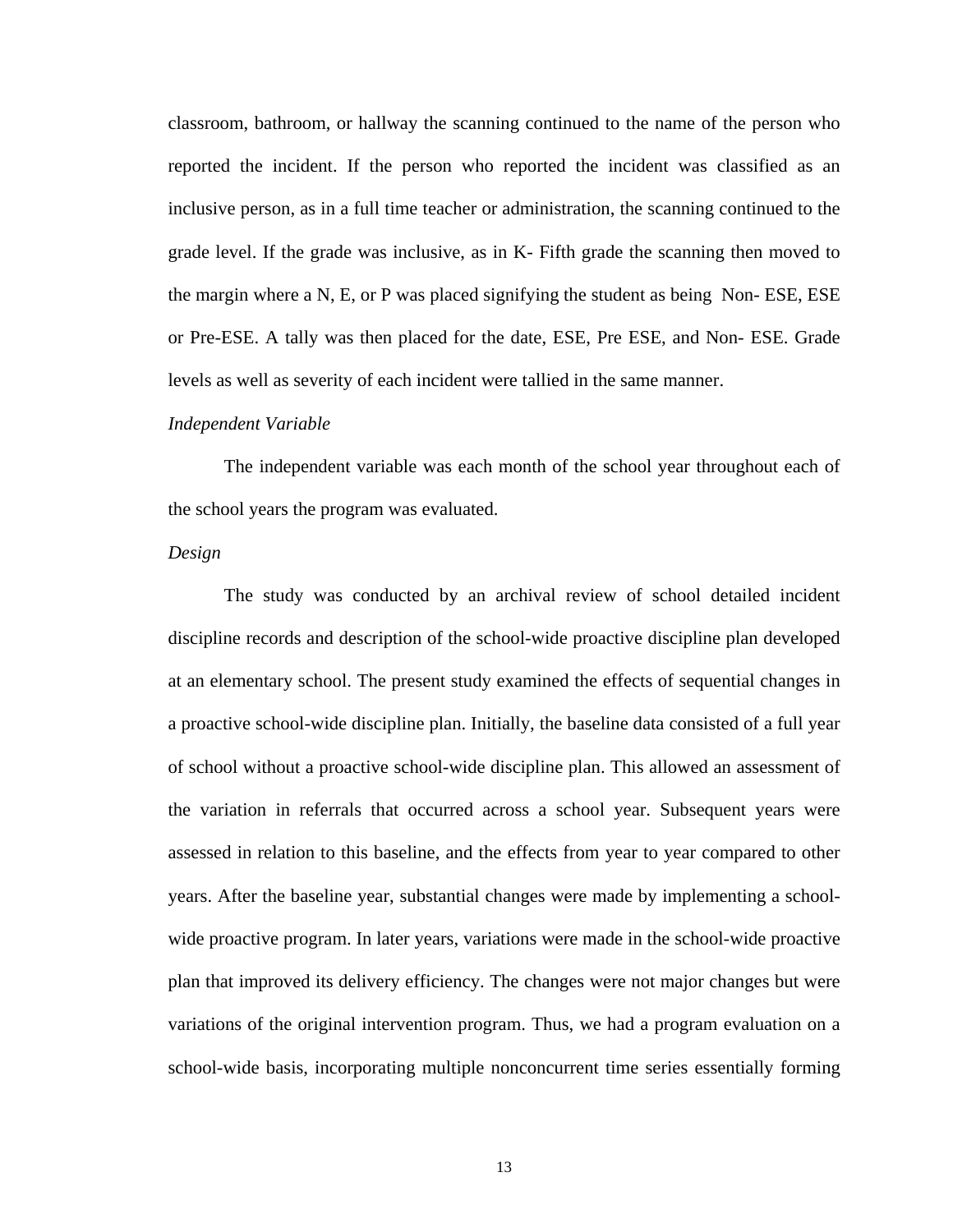classroom, bathroom, or hallway the scanning continued to the name of the person who reported the incident. If the person who reported the incident was classified as an inclusive person, as in a full time teacher or administration, the scanning continued to the grade level. If the grade was inclusive, as in K- Fifth grade the scanning then moved to the margin where a N, E, or P was placed signifying the student as being Non- ESE, ESE or Pre-ESE. A tally was then placed for the date, ESE, Pre ESE, and Non- ESE. Grade levels as well as severity of each incident were tallied in the same manner.

*Independent Variable*

The independent variable was each month of the school year throughout each of the school years the program was evaluated.

*Design*

The study was conducted by an archival review of school detailed incident discipline records and description of the school-wide proactive discipline plan developed at an elementary school. The present study examined the effects of sequential changes in a proactive school-wide discipline plan. Initially, the baseline data consisted of a full year of school without a proactive school-wide discipline plan. This allowed an assessment of the variation in referrals that occurred across a school year. Subsequent years were assessed in relation to this baseline, and the effects from year to year compared to other years. After the baseline year, substantial changes were made by implementing a school-wide proactive program. In later years, variations were made in the school-wide proactive plan that improved its delivery efficiency. The changes were not major changes but were variations of the original intervention program. Thus, we had a program evaluation on a school-wide basis, incorporating multiple nonconcurrent time series essentially forming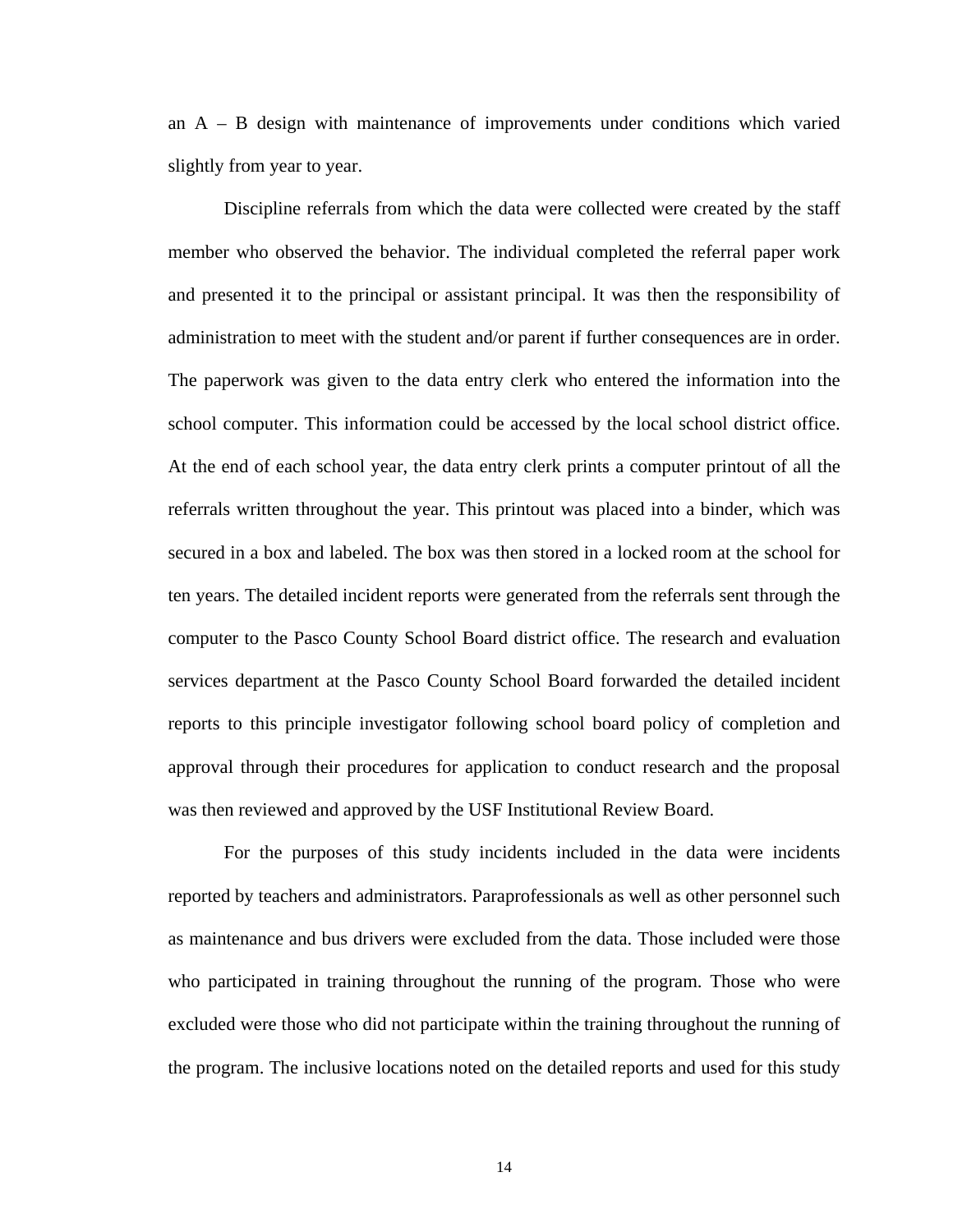an A – B design with maintenance of improvements under conditions which varied slightly from year to year.

Discipline referrals from which the data were collected were created by the staff member who observed the behavior. The individual completed the referral paper work and presented it to the principal or assistant principal. It was then the responsibility of administration to meet with the student and/or parent if further consequences are in order. The paperwork was given to the data entry clerk who entered the information into the school computer. This information could be accessed by the local school district office. At the end of each school year, the data entry clerk prints a computer printout of all the referrals written throughout the year. This printout was placed into a binder, which was secured in a box and labeled. The box was then stored in a locked room at the school for ten years. The detailed incident reports were generated from the referrals sent through the computer to the Pasco County School Board district office. The research and evaluation services department at the Pasco County School Board forwarded the detailed incident reports to this principle investigator following school board policy of completion and approval through their procedures for application to conduct research and the proposal was then reviewed and approved by the USF Institutional Review Board.

For the purposes of this study incidents included in the data were incidents reported by teachers and administrators. Paraprofessionals as well as other personnel such as maintenance and bus drivers were excluded from the data. Those included were those who participated in training throughout the running of the program. Those who were excluded were those who did not participate within the training throughout the running of the program. The inclusive locations noted on the detailed reports and used for this study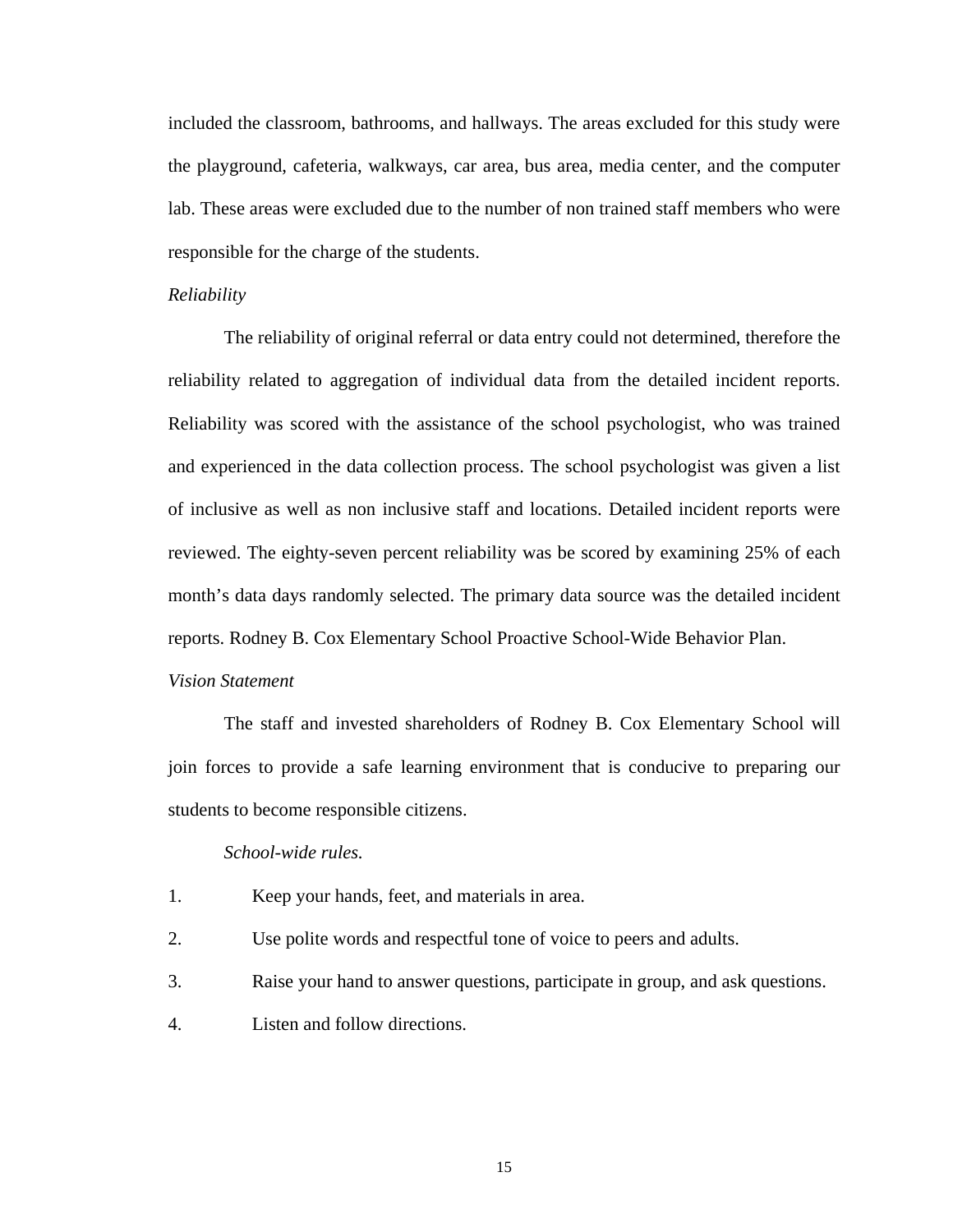included the classroom, bathrooms, and hallways. The areas excluded for this study were the playground, cafeteria, walkways, car area, bus area, media center, and the computer lab. These areas were excluded due to the number of non trained staff members who were responsible for the charge of the students.

*Reliability*

The reliability of original referral or data entry could not determined, therefore the reliability related to aggregation of individual data from the detailed incident reports. Reliability was scored with the assistance of the school psychologist, who was trained and experienced in the data collection process. The school psychologist was given a list of inclusive as well as non inclusive staff and locations. Detailed incident reports were reviewed. The eighty-seven percent reliability was be scored by examining 25% of each month's data days randomly selected. The primary data source was the detailed incident reports. Rodney B. Cox Elementary School Proactive School-Wide Behavior Plan.

*Vision Statement*

The staff and invested shareholders of Rodney B. Cox Elementary School will join forces to provide a safe learning environment that is conducive to preparing our students to become responsible citizens.

*School-wide rules.*

1. Keep your hands, feet, and materials in area.
2. Use polite words and respectful tone of voice to peers and adults.
3. Raise your hand to answer questions, participate in group, and ask questions.
4. Listen and follow directions.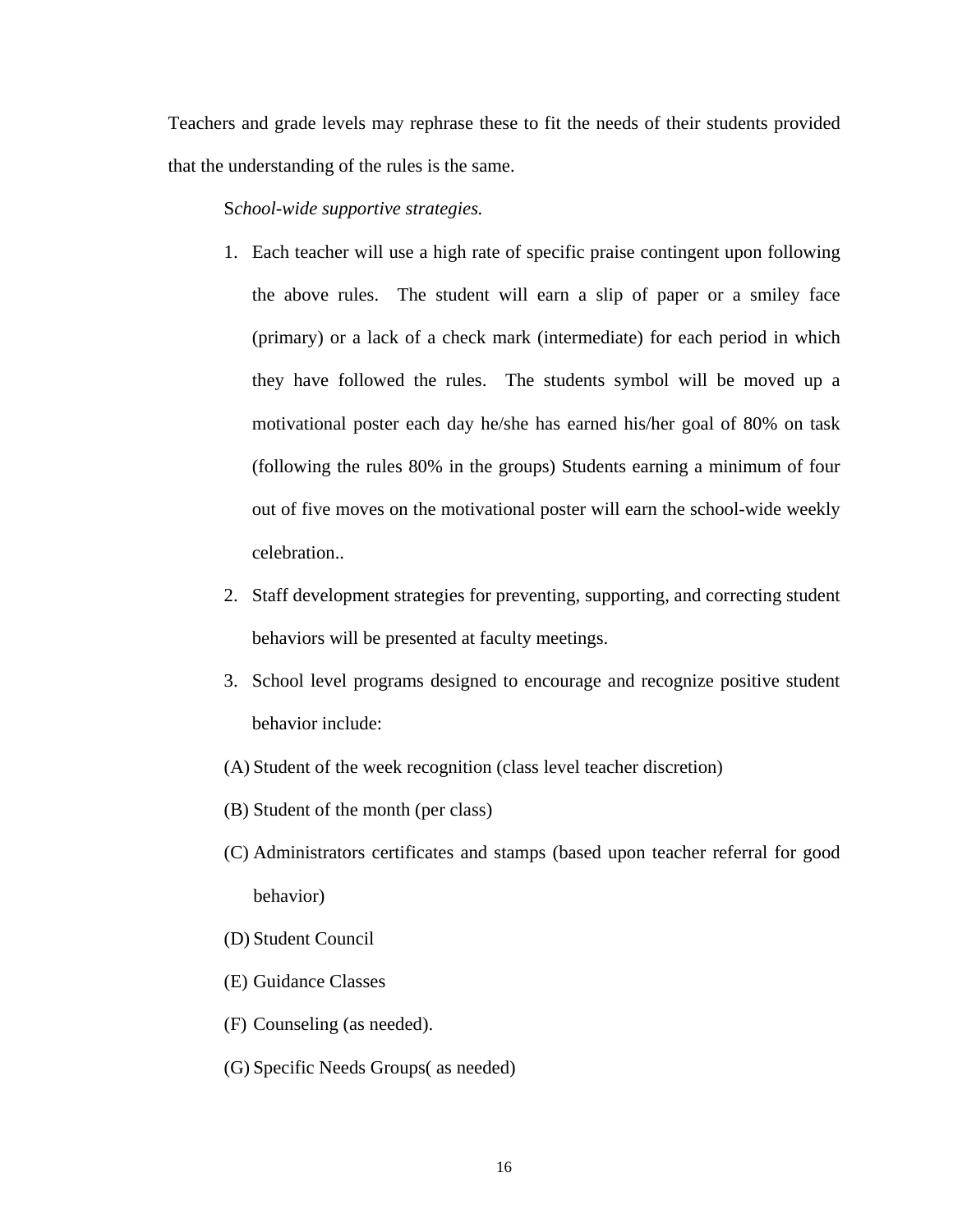Teachers and grade levels may rephrase these to fit the needs of their students provided that the understanding of the rules is the same.

*School-wide supportive strategies.*

1. Each teacher will use a high rate of specific praise contingent upon following the above rules. The student will earn a slip of paper or a smiley face (primary) or a lack of a check mark (intermediate) for each period in which they have followed the rules. The students symbol will be moved up a motivational poster each day he/she has earned his/her goal of 80% on task (following the rules 80% in the groups) Students earning a minimum of four out of five moves on the motivational poster will earn the school-wide weekly celebration..
2. Staff development strategies for preventing, supporting, and correcting student behaviors will be presented at faculty meetings.
3. School level programs designed to encourage and recognize positive student behavior include:

(A) Student of the week recognition (class level teacher discretion)

(B) Student of the month (per class)

(C) Administrators certificates and stamps (based upon teacher referral for good behavior)

(D) Student Council

(E) Guidance Classes

(F) Counseling (as needed).

(G) Specific Needs Groups( as needed)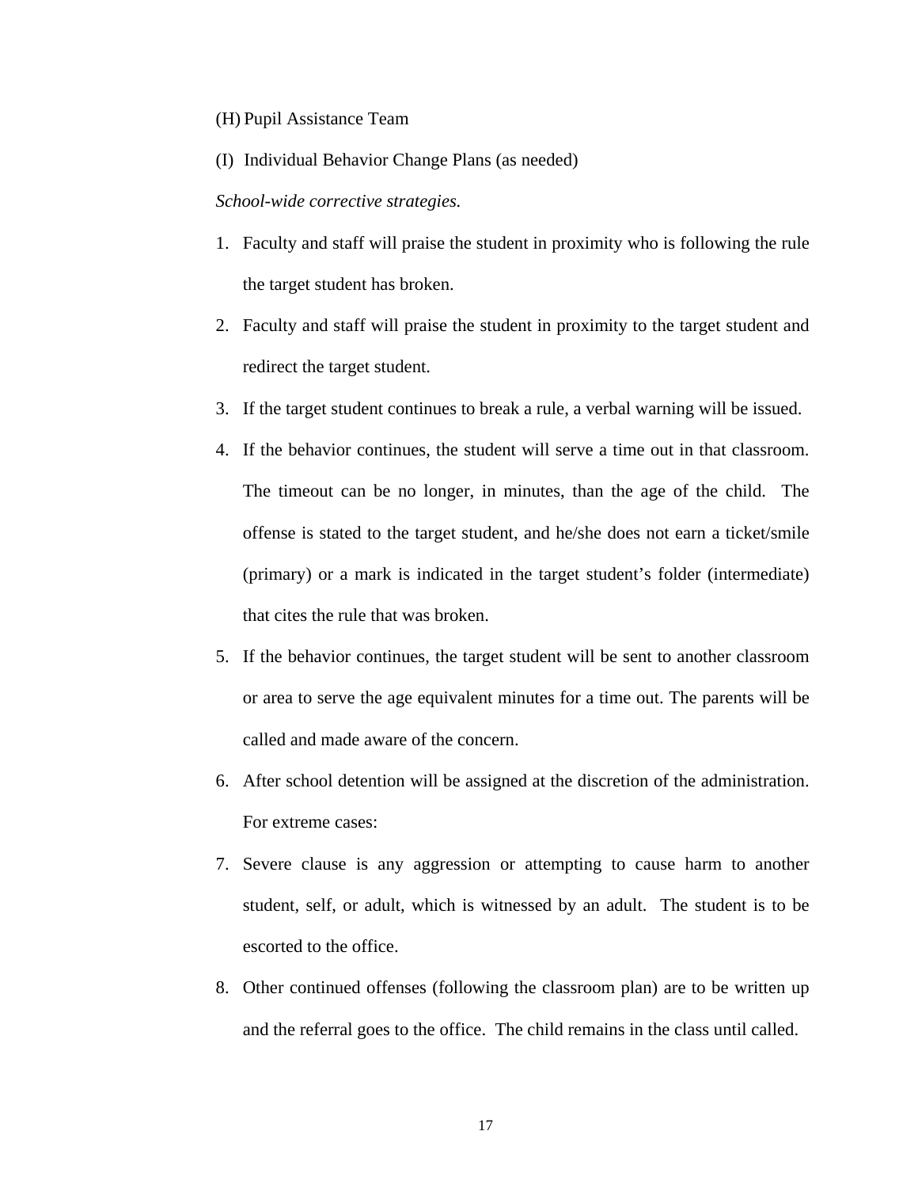(H) Pupil Assistance Team

(I) Individual Behavior Change Plans (as needed)

*School-wide corrective strategies.*

1. Faculty and staff will praise the student in proximity who is following the rule the target student has broken.
2. Faculty and staff will praise the student in proximity to the target student and redirect the target student.
3. If the target student continues to break a rule, a verbal warning will be issued.
4. If the behavior continues, the student will serve a time out in that classroom. The timeout can be no longer, in minutes, than the age of the child. The offense is stated to the target student, and he/she does not earn a ticket/smile (primary) or a mark is indicated in the target student's folder (intermediate) that cites the rule that was broken.
5. If the behavior continues, the target student will be sent to another classroom or area to serve the age equivalent minutes for a time out. The parents will be called and made aware of the concern.
6. After school detention will be assigned at the discretion of the administration. For extreme cases:
7. Severe clause is any aggression or attempting to cause harm to another student, self, or adult, which is witnessed by an adult. The student is to be escorted to the office.
8. Other continued offenses (following the classroom plan) are to be written up and the referral goes to the office. The child remains in the class until called.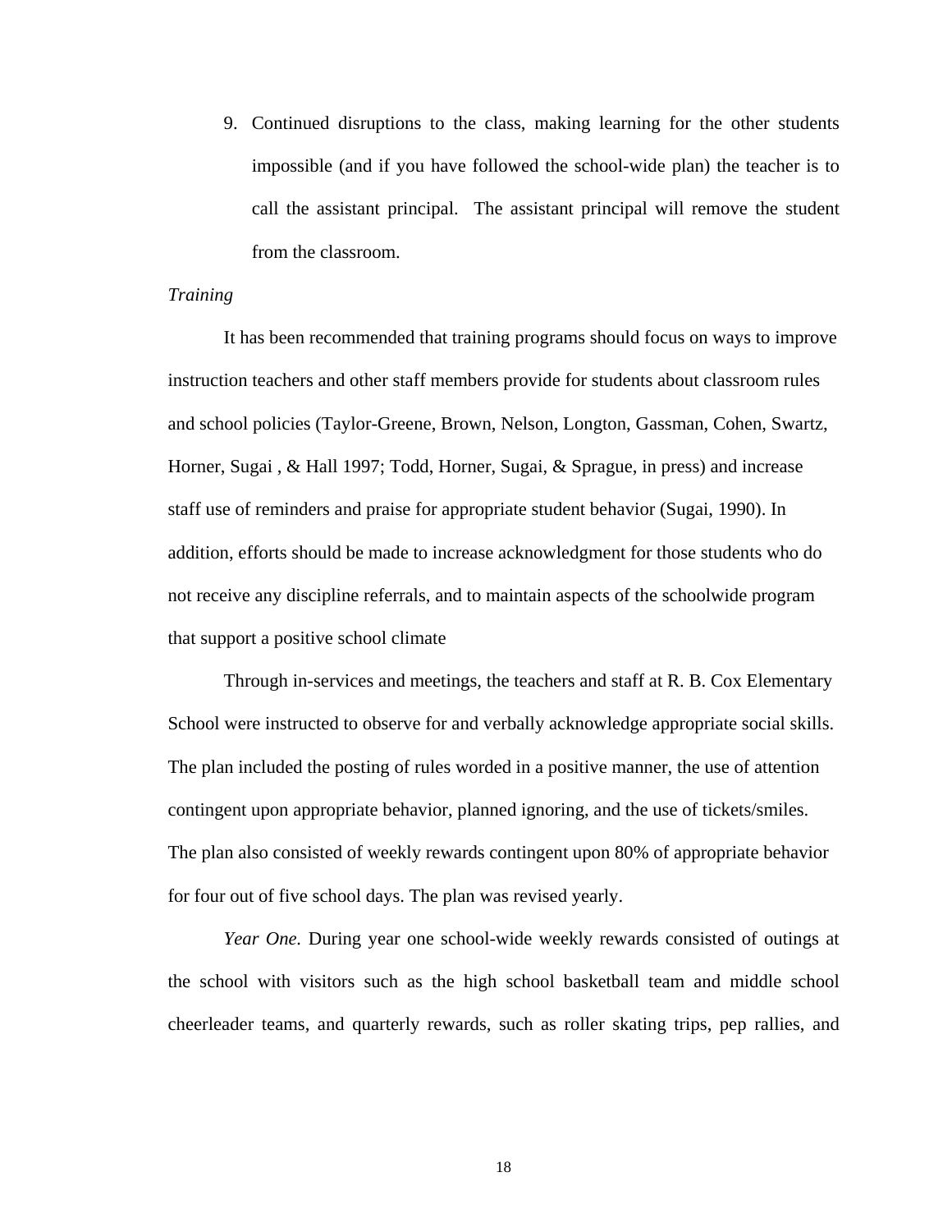9. Continued disruptions to the class, making learning for the other students impossible (and if you have followed the school-wide plan) the teacher is to call the assistant principal. The assistant principal will remove the student from the classroom.

*Training*

It has been recommended that training programs should focus on ways to improve instruction teachers and other staff members provide for students about classroom rules and school policies (Taylor-Greene, Brown, Nelson, Longton, Gassman, Cohen, Swartz, Horner, Sugai , & Hall 1997; Todd, Horner, Sugai, & Sprague, in press) and increase staff use of reminders and praise for appropriate student behavior (Sugai, 1990). In addition, efforts should be made to increase acknowledgment for those students who do not receive any discipline referrals, and to maintain aspects of the schoolwide program that support a positive school climate

Through in-services and meetings, the teachers and staff at R. B. Cox Elementary School were instructed to observe for and verbally acknowledge appropriate social skills. The plan included the posting of rules worded in a positive manner, the use of attention contingent upon appropriate behavior, planned ignoring, and the use of tickets/smiles. The plan also consisted of weekly rewards contingent upon 80% of appropriate behavior for four out of five school days. The plan was revised yearly.

*Year One*. During year one school-wide weekly rewards consisted of outings at the school with visitors such as the high school basketball team and middle school cheerleader teams, and quarterly rewards, such as roller skating trips, pep rallies, and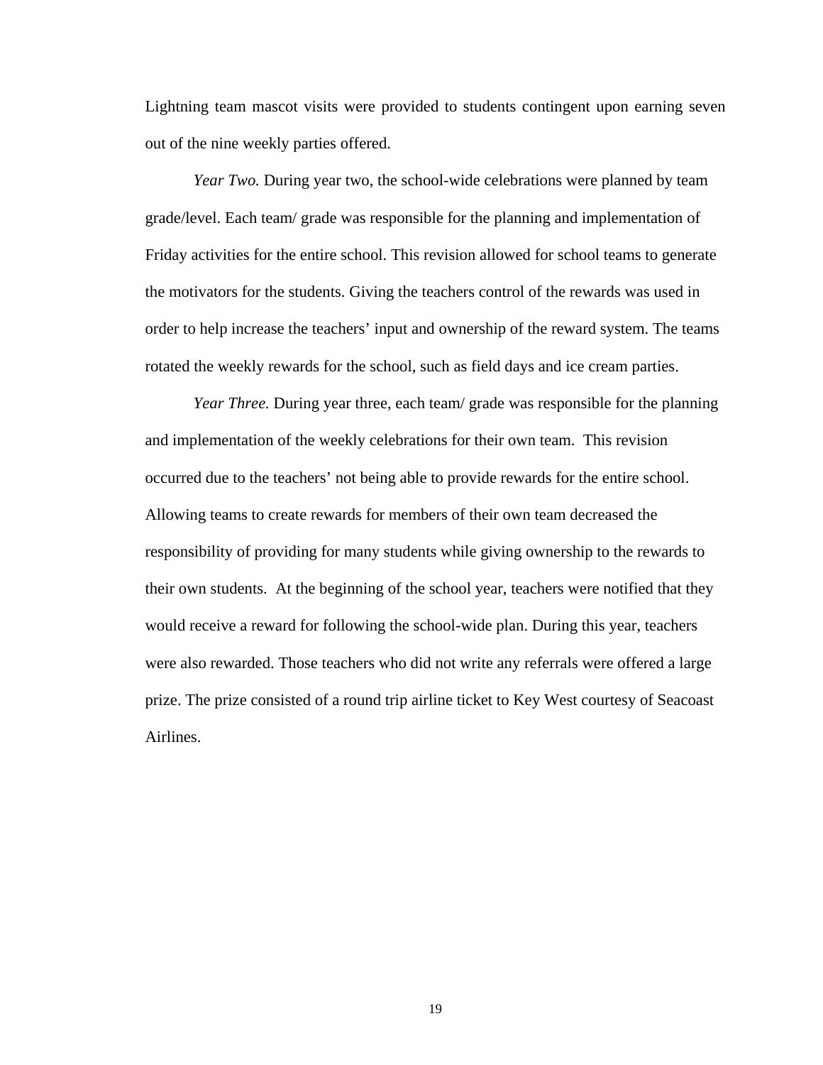Lightning team mascot visits were provided to students contingent upon earning seven out of the nine weekly parties offered.

*Year Two.* During year two, the school-wide celebrations were planned by team grade/level. Each team/ grade was responsible for the planning and implementation of Friday activities for the entire school. This revision allowed for school teams to generate the motivators for the students. Giving the teachers control of the rewards was used in order to help increase the teachers' input and ownership of the reward system. The teams rotated the weekly rewards for the school, such as field days and ice cream parties.

*Year Three.* During year three, each team/ grade was responsible for the planning and implementation of the weekly celebrations for their own team. This revision occurred due to the teachers' not being able to provide rewards for the entire school. Allowing teams to create rewards for members of their own team decreased the responsibility of providing for many students while giving ownership to the rewards to their own students. At the beginning of the school year, teachers were notified that they would receive a reward for following the school-wide plan. During this year, teachers were also rewarded. Those teachers who did not write any referrals were offered a large prize. The prize consisted of a round trip airline ticket to Key West courtesy of Seacoast Airlines.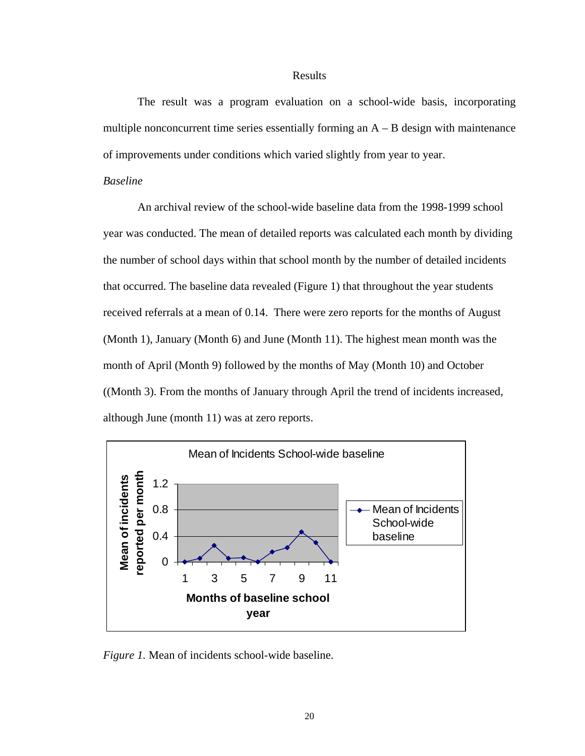# Results

The result was a program evaluation on a school-wide basis, incorporating multiple nonconcurrent time series essentially forming an A – B design with maintenance of improvements under conditions which varied slightly from year to year.

*Baseline*

An archival review of the school-wide baseline data from the 1998-1999 school year was conducted. The mean of detailed reports was calculated each month by dividing the number of school days within that school month by the number of detailed incidents that occurred. The baseline data revealed (Figure 1) that throughout the year students received referrals at a mean of 0.14. There were zero reports for the months of August (Month 1), January (Month 6) and June (Month 11). The highest mean month was the month of April (Month 9) followed by the months of May (Month 10) and October ((Month 3). From the months of January through April the trend of incidents increased, although June (month 11) was at zero reports.

*Figure 1.* Mean of incidents school-wide baseline.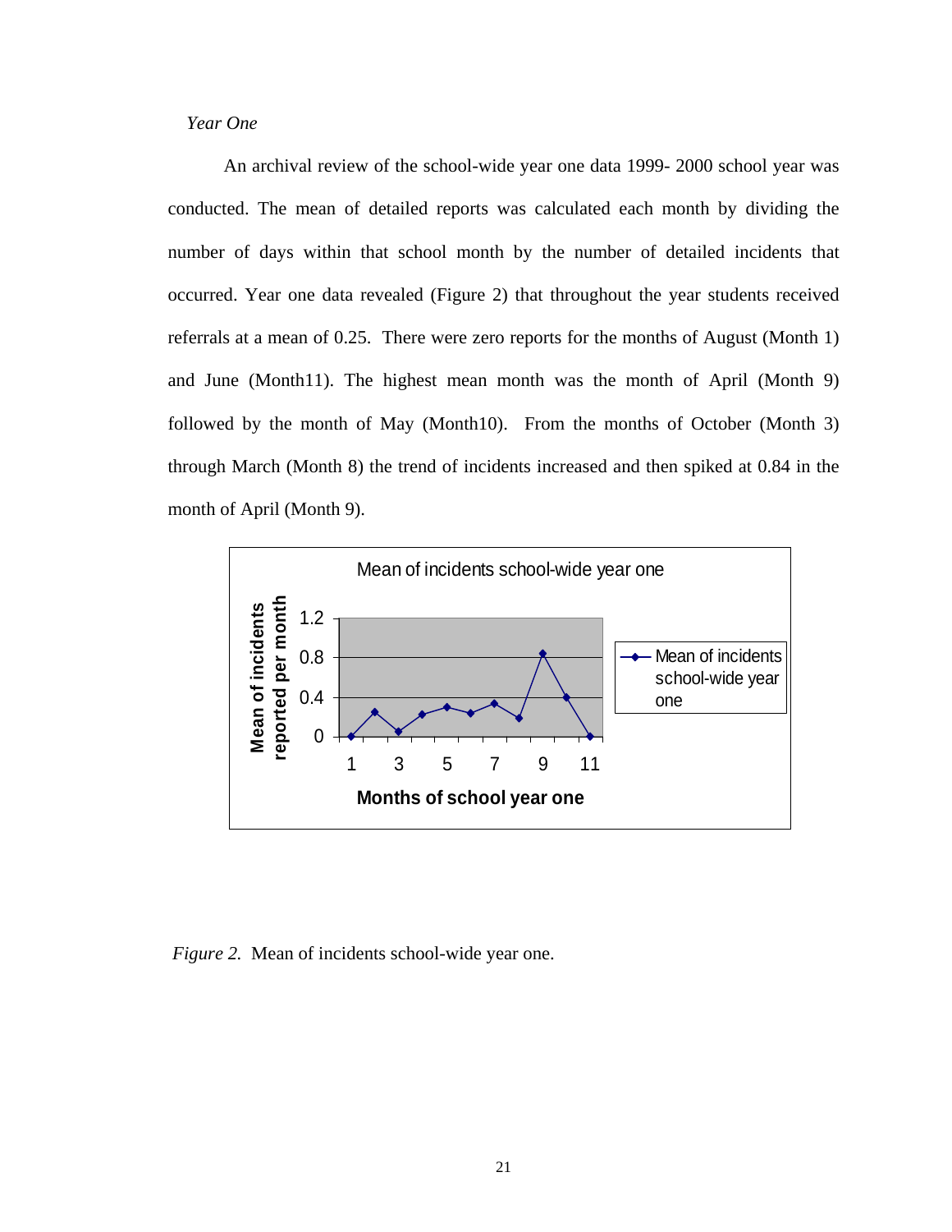*Year One*

An archival review of the school-wide year one data 1999- 2000 school year was conducted. The mean of detailed reports was calculated each month by dividing the number of days within that school month by the number of detailed incidents that occurred. Year one data revealed (Figure 2) that throughout the year students received referrals at a mean of 0.25. There were zero reports for the months of August (Month 1) and June (Month11). The highest mean month was the month of April (Month 9) followed by the month of May (Month10). From the months of October (Month 3) through March (Month 8) the trend of incidents increased and then spiked at 0.84 in the month of April (Month 9).

*Figure 2.* Mean of incidents school-wide year one.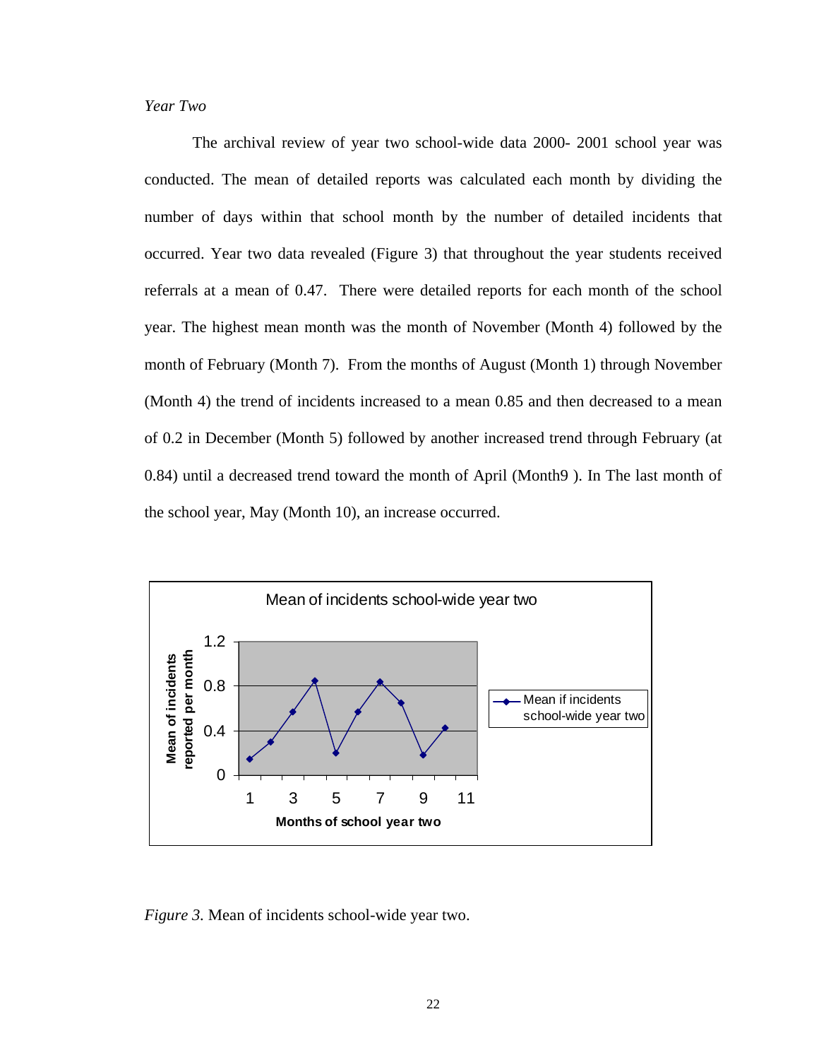*Year Two*

The archival review of year two school-wide data 2000- 2001 school year was conducted. The mean of detailed reports was calculated each month by dividing the number of days within that school month by the number of detailed incidents that occurred. Year two data revealed (Figure 3) that throughout the year students received referrals at a mean of 0.47. There were detailed reports for each month of the school year. The highest mean month was the month of November (Month 4) followed by the month of February (Month 7). From the months of August (Month 1) through November (Month 4) the trend of incidents increased to a mean 0.85 and then decreased to a mean of 0.2 in December (Month 5) followed by another increased trend through February (at 0.84) until a decreased trend toward the month of April (Month9 ). In The last month of the school year, May (Month 10), an increase occurred.

*Figure 3.* Mean of incidents school-wide year two.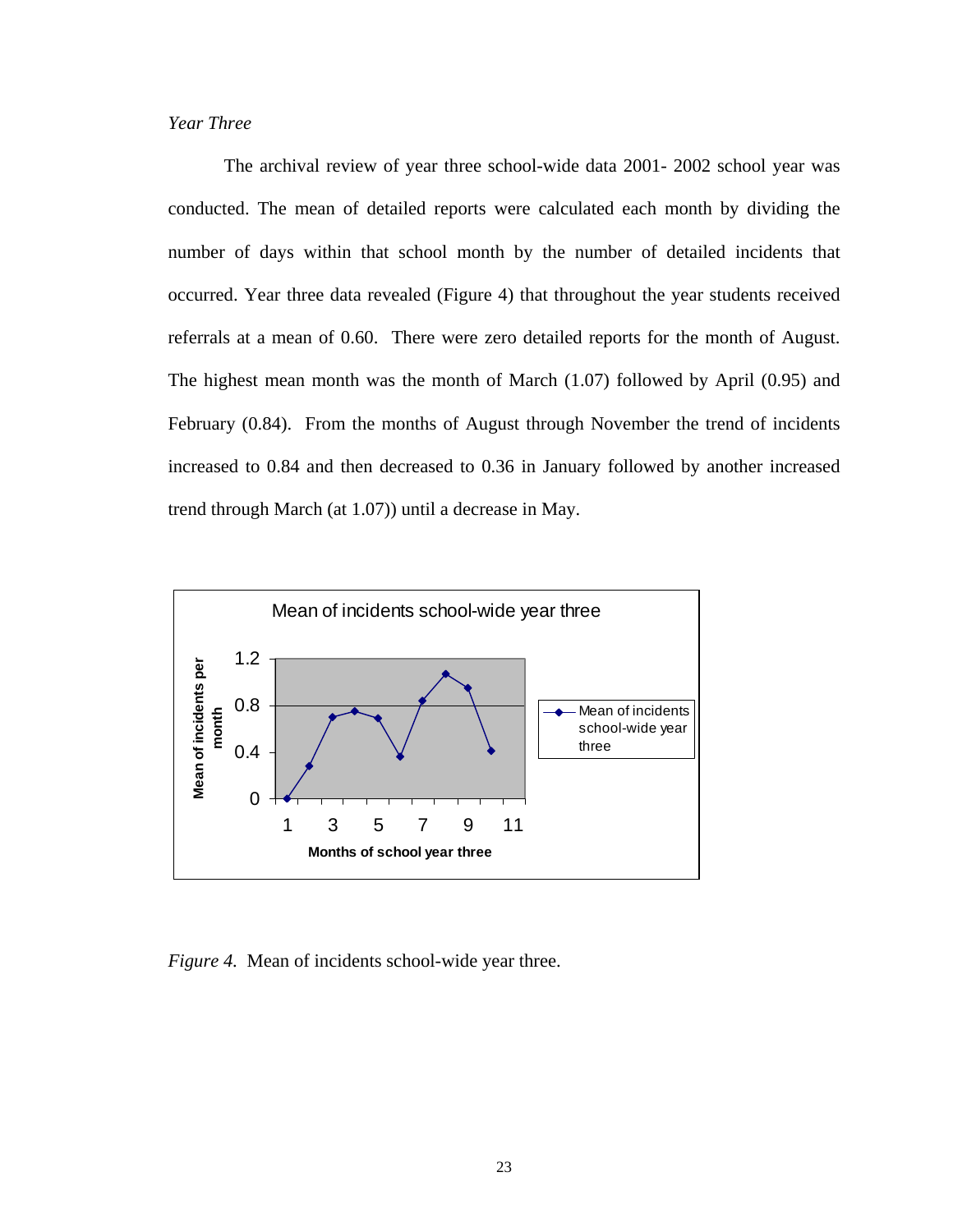*Year Three*

The archival review of year three school-wide data 2001- 2002 school year was conducted. The mean of detailed reports were calculated each month by dividing the number of days within that school month by the number of detailed incidents that occurred. Year three data revealed (Figure 4) that throughout the year students received referrals at a mean of 0.60. There were zero detailed reports for the month of August. The highest mean month was the month of March (1.07) followed by April (0.95) and February (0.84). From the months of August through November the trend of incidents increased to 0.84 and then decreased to 0.36 in January followed by another increased trend through March (at 1.07)) until a decrease in May.

*Figure 4.* Mean of incidents school-wide year three.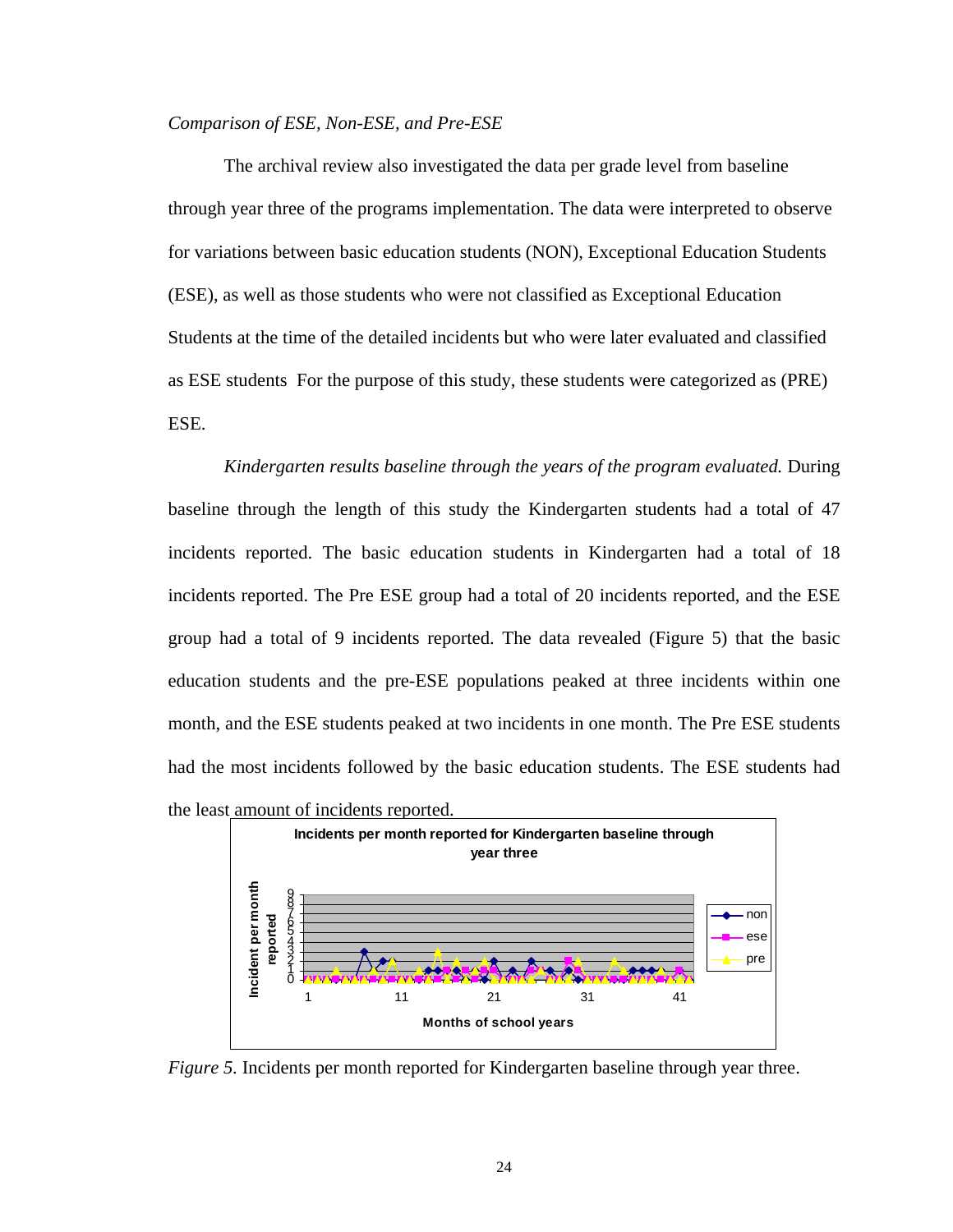*Comparison of ESE, Non-ESE, and Pre-ESE*

The archival review also investigated the data per grade level from baseline through year three of the programs implementation. The data were interpreted to observe for variations between basic education students (NON), Exceptional Education Students (ESE), as well as those students who were not classified as Exceptional Education Students at the time of the detailed incidents but who were later evaluated and classified as ESE students  For the purpose of this study, these students were categorized as (PRE) ESE.

*Kindergarten results baseline through the years of the program evaluated.* During baseline through the length of this study the Kindergarten students had a total of 47 incidents reported. The basic education students in Kindergarten had a total of 18 incidents reported. The Pre ESE group had a total of 20 incidents reported, and the ESE group had a total of 9 incidents reported. The data revealed (Figure 5) that the basic education students and the pre-ESE populations peaked at three incidents within one month, and the ESE students peaked at two incidents in one month. The Pre ESE students had the most incidents followed by the basic education students. The ESE students had the least amount of incidents reported.

*Figure 5.* Incidents per month reported for Kindergarten baseline through year three.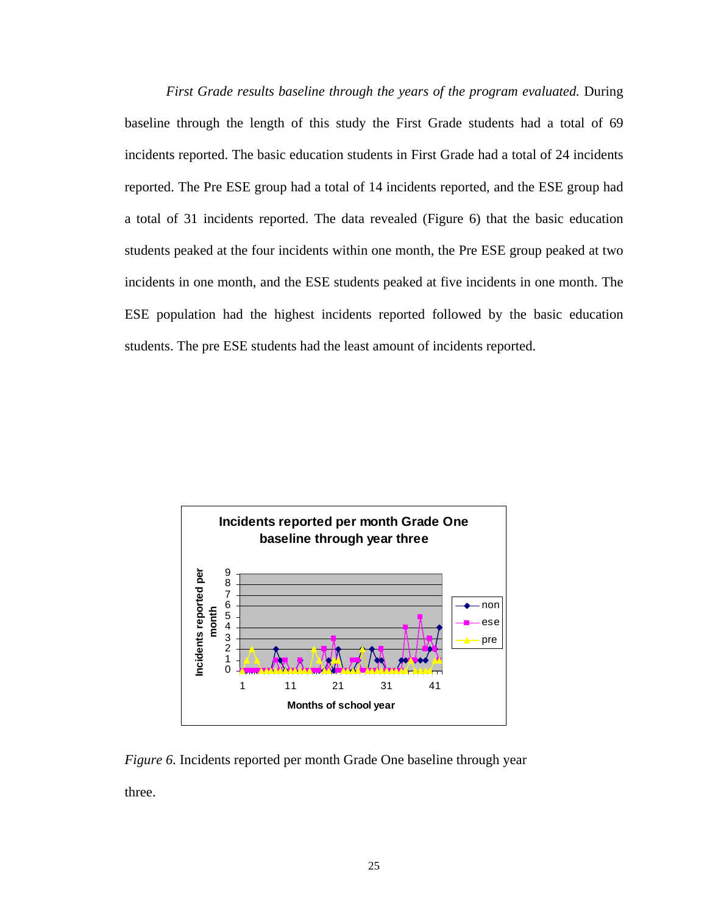*First Grade results baseline through the years of the program evaluated.* During baseline through the length of this study the First Grade students had a total of 69 incidents reported. The basic education students in First Grade had a total of 24 incidents reported. The Pre ESE group had a total of 14 incidents reported, and the ESE group had a total of 31 incidents reported. The data revealed (Figure 6) that the basic education students peaked at the four incidents within one month, the Pre ESE group peaked at two incidents in one month, and the ESE students peaked at five incidents in one month. The ESE population had the highest incidents reported followed by the basic education students. The pre ESE students had the least amount of incidents reported.

*Figure 6.* Incidents reported per month Grade One baseline through year three.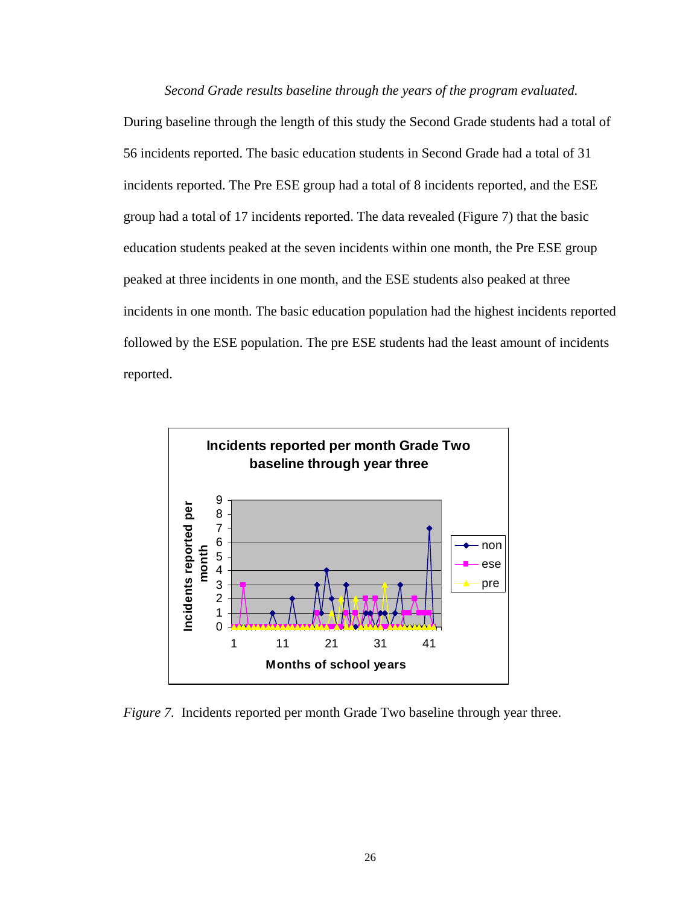*Second Grade results baseline through the years of the program evaluated.*

During baseline through the length of this study the Second Grade students had a total of 56 incidents reported. The basic education students in Second Grade had a total of 31 incidents reported. The Pre ESE group had a total of 8 incidents reported, and the ESE group had a total of 17 incidents reported. The data revealed (Figure 7) that the basic education students peaked at the seven incidents within one month, the Pre ESE group peaked at three incidents in one month, and the ESE students also peaked at three incidents in one month. The basic education population had the highest incidents reported followed by the ESE population. The pre ESE students had the least amount of incidents reported.

*Figure 7.* Incidents reported per month Grade Two baseline through year three.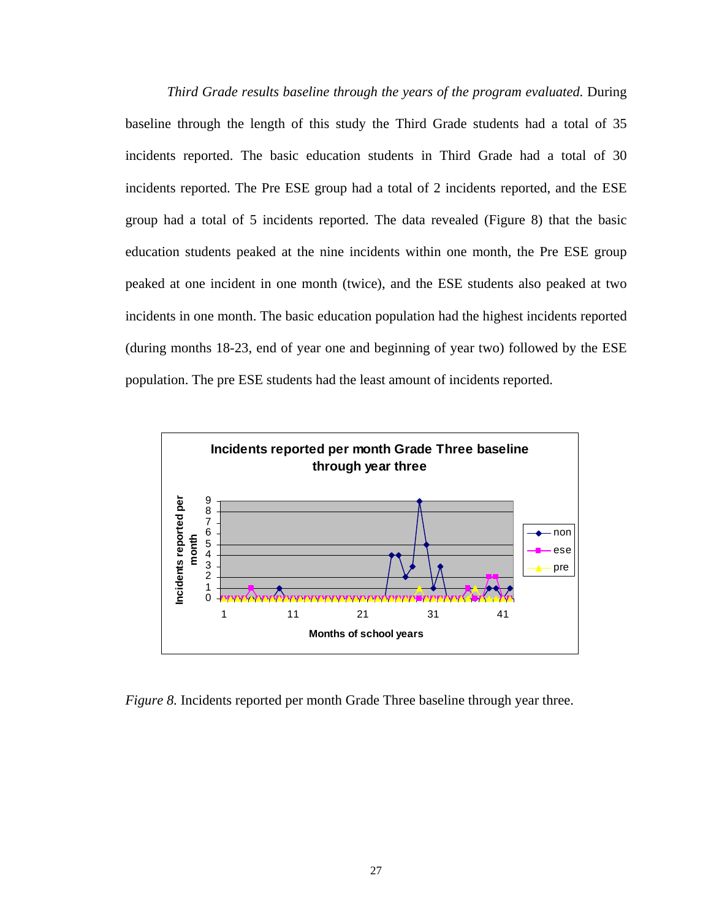*Third Grade results baseline through the years of the program evaluated.* During baseline through the length of this study the Third Grade students had a total of 35 incidents reported. The basic education students in Third Grade had a total of 30 incidents reported. The Pre ESE group had a total of 2 incidents reported, and the ESE group had a total of 5 incidents reported. The data revealed (Figure 8) that the basic education students peaked at the nine incidents within one month, the Pre ESE group peaked at one incident in one month (twice), and the ESE students also peaked at two incidents in one month. The basic education population had the highest incidents reported (during months 18-23, end of year one and beginning of year two) followed by the ESE population. The pre ESE students had the least amount of incidents reported.

*Figure 8.* Incidents reported per month Grade Three baseline through year three.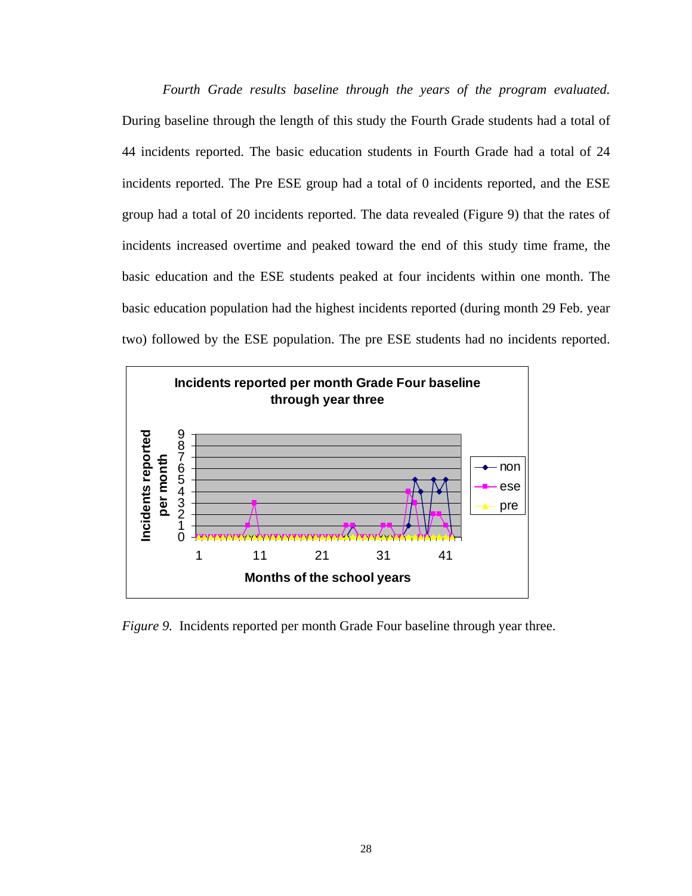*Fourth Grade results baseline through the years of the program evaluated.* During baseline through the length of this study the Fourth Grade students had a total of 44 incidents reported. The basic education students in Fourth Grade had a total of 24 incidents reported. The Pre ESE group had a total of 0 incidents reported, and the ESE group had a total of 20 incidents reported. The data revealed (Figure 9) that the rates of incidents increased overtime and peaked toward the end of this study time frame, the basic education and the ESE students peaked at four incidents within one month. The basic education population had the highest incidents reported (during month 29 Feb. year two) followed by the ESE population. The pre ESE students had no incidents reported.

*Figure 9.* Incidents reported per month Grade Four baseline through year three.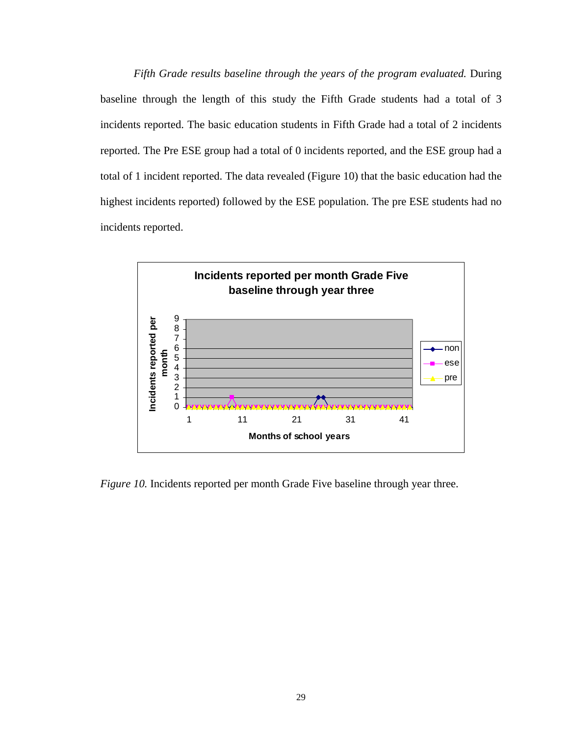*Fifth Grade results baseline through the years of the program evaluated.* During baseline through the length of this study the Fifth Grade students had a total of 3 incidents reported. The basic education students in Fifth Grade had a total of 2 incidents reported. The Pre ESE group had a total of 0 incidents reported, and the ESE group had a total of 1 incident reported. The data revealed (Figure 10) that the basic education had the highest incidents reported) followed by the ESE population. The pre ESE students had no incidents reported.

*Figure 10.* Incidents reported per month Grade Five baseline through year three.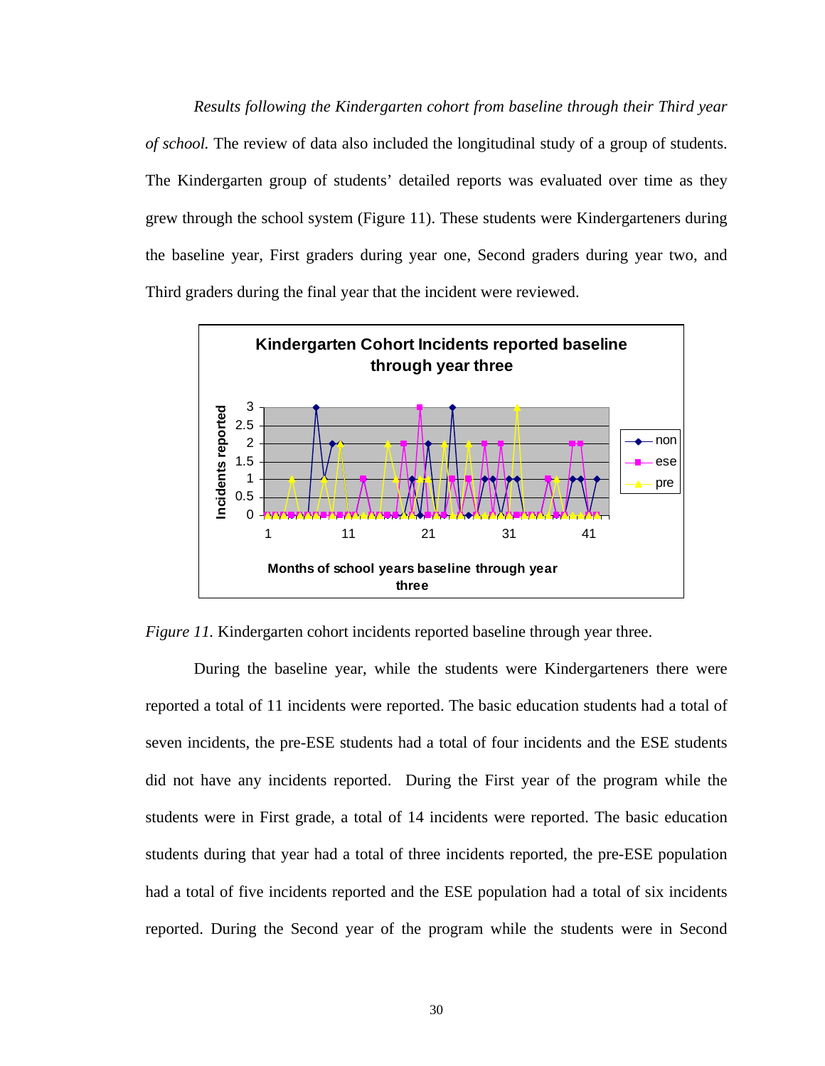*Results following the Kindergarten cohort from baseline through their Third year of school.* The review of data also included the longitudinal study of a group of students. The Kindergarten group of students' detailed reports was evaluated over time as they grew through the school system (Figure 11). These students were Kindergarteners during the baseline year, First graders during year one, Second graders during year two, and Third graders during the final year that the incident were reviewed.

*Figure 11.* Kindergarten cohort incidents reported baseline through year three.

During the baseline year, while the students were Kindergarteners there were reported a total of 11 incidents were reported. The basic education students had a total of seven incidents, the pre-ESE students had a total of four incidents and the ESE students did not have any incidents reported. During the First year of the program while the students were in First grade, a total of 14 incidents were reported. The basic education students during that year had a total of three incidents reported, the pre-ESE population had a total of five incidents reported and the ESE population had a total of six incidents reported. During the Second year of the program while the students were in Second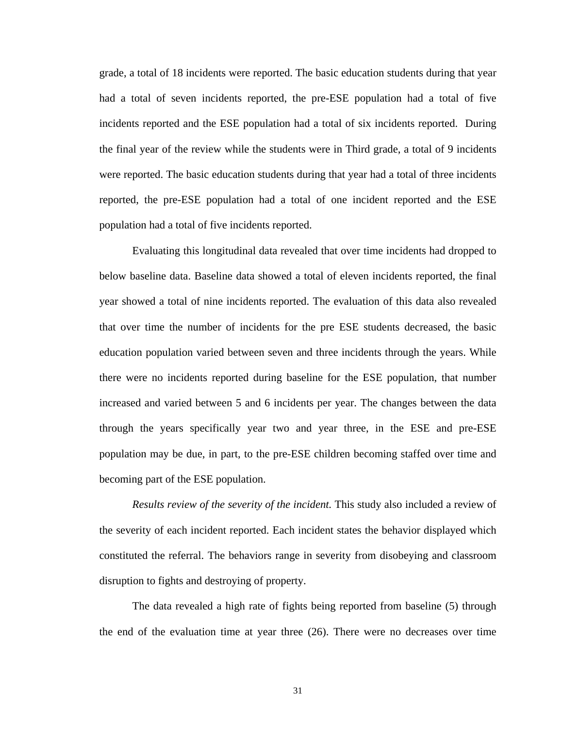grade, a total of 18 incidents were reported. The basic education students during that year had a total of seven incidents reported, the pre-ESE population had a total of five incidents reported and the ESE population had a total of six incidents reported. During the final year of the review while the students were in Third grade, a total of 9 incidents were reported. The basic education students during that year had a total of three incidents reported, the pre-ESE population had a total of one incident reported and the ESE population had a total of five incidents reported.

Evaluating this longitudinal data revealed that over time incidents had dropped to below baseline data. Baseline data showed a total of eleven incidents reported, the final year showed a total of nine incidents reported. The evaluation of this data also revealed that over time the number of incidents for the pre ESE students decreased, the basic education population varied between seven and three incidents through the years. While there were no incidents reported during baseline for the ESE population, that number increased and varied between 5 and 6 incidents per year. The changes between the data through the years specifically year two and year three, in the ESE and pre-ESE population may be due, in part, to the pre-ESE children becoming staffed over time and becoming part of the ESE population.

*Results review of the severity of the incident.* This study also included a review of the severity of each incident reported. Each incident states the behavior displayed which constituted the referral. The behaviors range in severity from disobeying and classroom disruption to fights and destroying of property.

The data revealed a high rate of fights being reported from baseline (5) through the end of the evaluation time at year three (26). There were no decreases over time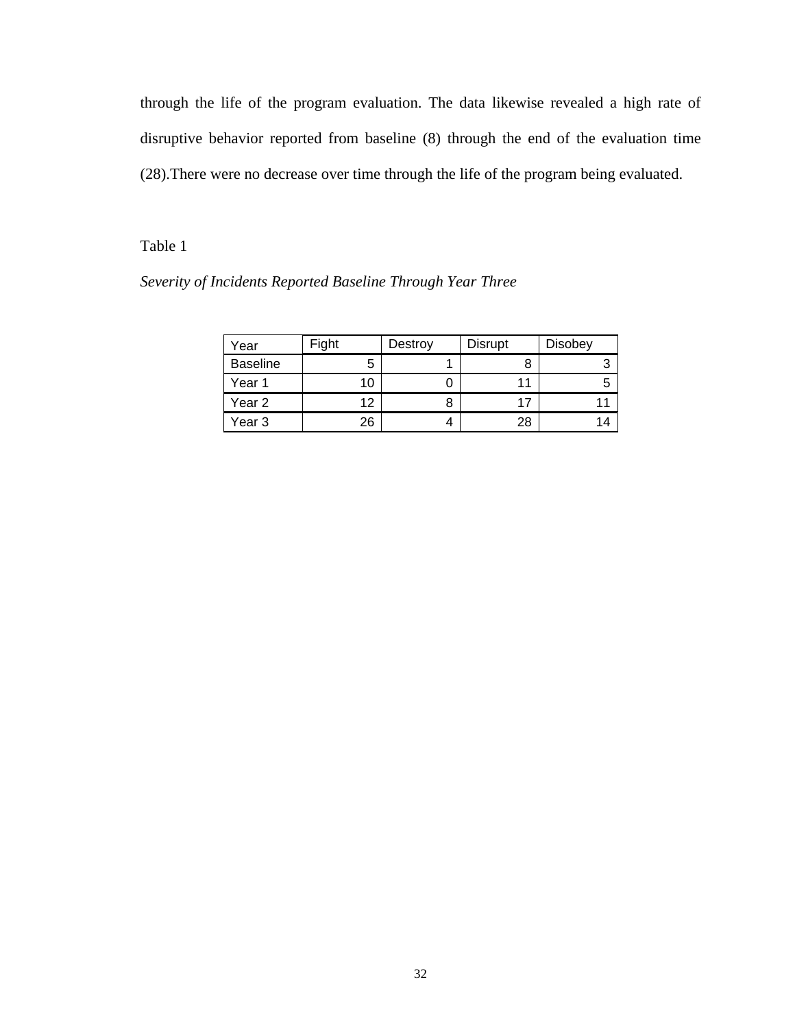through the life of the program evaluation. The data likewise revealed a high rate of disruptive behavior reported from baseline (8) through the end of the evaluation time (28).There were no decrease over time through the life of the program being evaluated.

Table 1

*Severity of Incidents Reported Baseline Through Year Three*

| Year | Fight | Destroy | Disrupt | Disobey |
|---|---|---|---|---|
| Baseline | 5 | 1 | 8 | 3 |
| Year 1 | 10 | 0 | 11 | 5 |
| Year 2 | 12 | 8 | 17 | 11 |
| Year 3 | 26 | 4 | 28 | 14 |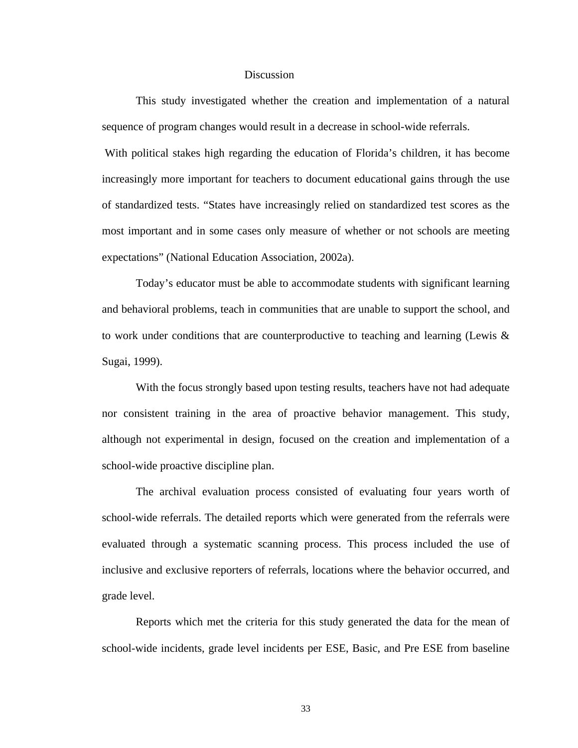## Discussion

This study investigated whether the creation and implementation of a natural sequence of program changes would result in a decrease in school-wide referrals.

With political stakes high regarding the education of Florida's children, it has become increasingly more important for teachers to document educational gains through the use of standardized tests. "States have increasingly relied on standardized test scores as the most important and in some cases only measure of whether or not schools are meeting expectations" (National Education Association, 2002a).

Today's educator must be able to accommodate students with significant learning and behavioral problems, teach in communities that are unable to support the school, and to work under conditions that are counterproductive to teaching and learning (Lewis & Sugai, 1999).

With the focus strongly based upon testing results, teachers have not had adequate nor consistent training in the area of proactive behavior management. This study, although not experimental in design, focused on the creation and implementation of a school-wide proactive discipline plan.

The archival evaluation process consisted of evaluating four years worth of school-wide referrals. The detailed reports which were generated from the referrals were evaluated through a systematic scanning process. This process included the use of inclusive and exclusive reporters of referrals, locations where the behavior occurred, and grade level.

Reports which met the criteria for this study generated the data for the mean of school-wide incidents, grade level incidents per ESE, Basic, and Pre ESE from baseline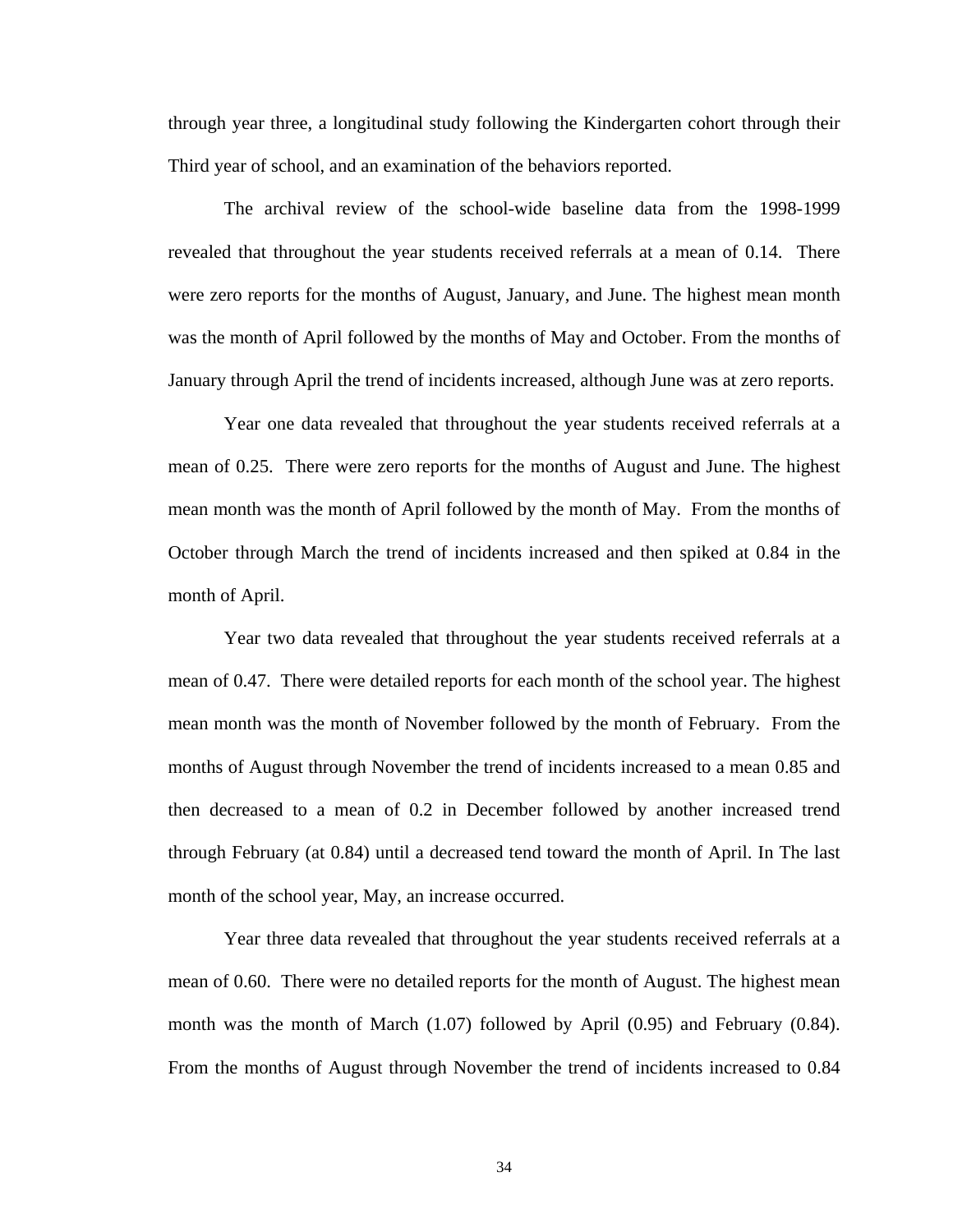through year three, a longitudinal study following the Kindergarten cohort through their Third year of school, and an examination of the behaviors reported.

The archival review of the school-wide baseline data from the 1998-1999 revealed that throughout the year students received referrals at a mean of 0.14. There were zero reports for the months of August, January, and June. The highest mean month was the month of April followed by the months of May and October. From the months of January through April the trend of incidents increased, although June was at zero reports.

Year one data revealed that throughout the year students received referrals at a mean of 0.25. There were zero reports for the months of August and June. The highest mean month was the month of April followed by the month of May. From the months of October through March the trend of incidents increased and then spiked at 0.84 in the month of April.

Year two data revealed that throughout the year students received referrals at a mean of 0.47. There were detailed reports for each month of the school year. The highest mean month was the month of November followed by the month of February. From the months of August through November the trend of incidents increased to a mean 0.85 and then decreased to a mean of 0.2 in December followed by another increased trend through February (at 0.84) until a decreased tend toward the month of April. In The last month of the school year, May, an increase occurred.

Year three data revealed that throughout the year students received referrals at a mean of 0.60. There were no detailed reports for the month of August. The highest mean month was the month of March (1.07) followed by April (0.95) and February (0.84). From the months of August through November the trend of incidents increased to 0.84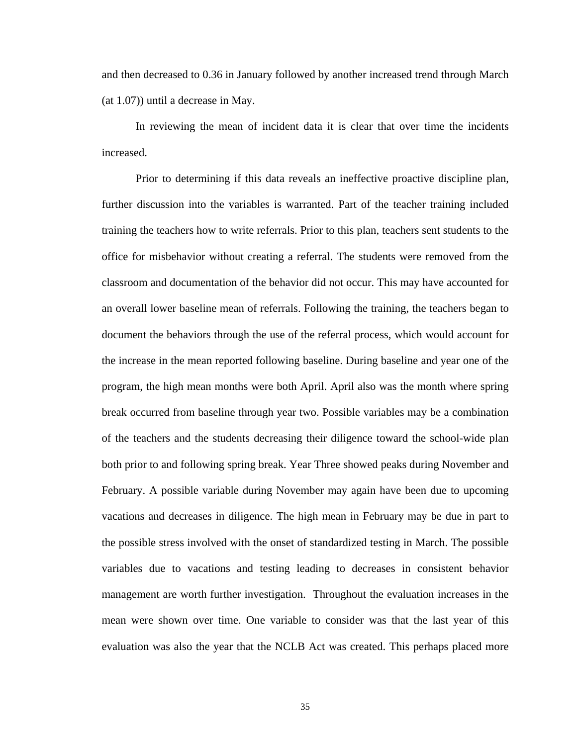and then decreased to 0.36 in January followed by another increased trend through March (at 1.07)) until a decrease in May.

In reviewing the mean of incident data it is clear that over time the incidents increased.

Prior to determining if this data reveals an ineffective proactive discipline plan, further discussion into the variables is warranted. Part of the teacher training included training the teachers how to write referrals. Prior to this plan, teachers sent students to the office for misbehavior without creating a referral. The students were removed from the classroom and documentation of the behavior did not occur. This may have accounted for an overall lower baseline mean of referrals. Following the training, the teachers began to document the behaviors through the use of the referral process, which would account for the increase in the mean reported following baseline. During baseline and year one of the program, the high mean months were both April. April also was the month where spring break occurred from baseline through year two. Possible variables may be a combination of the teachers and the students decreasing their diligence toward the school-wide plan both prior to and following spring break. Year Three showed peaks during November and February. A possible variable during November may again have been due to upcoming vacations and decreases in diligence. The high mean in February may be due in part to the possible stress involved with the onset of standardized testing in March. The possible variables due to vacations and testing leading to decreases in consistent behavior management are worth further investigation. Throughout the evaluation increases in the mean were shown over time. One variable to consider was that the last year of this evaluation was also the year that the NCLB Act was created. This perhaps placed more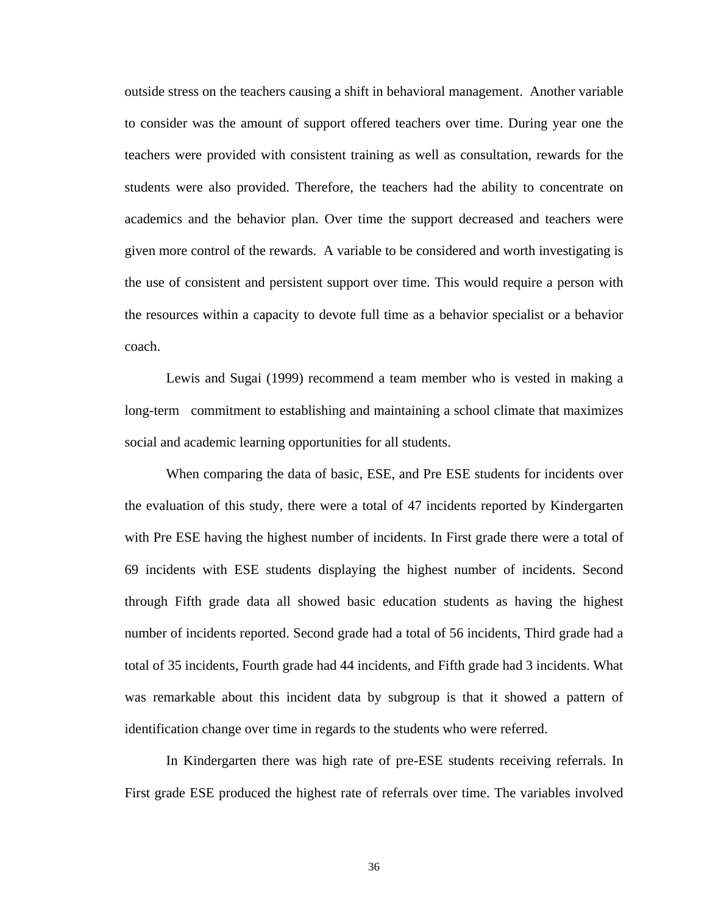outside stress on the teachers causing a shift in behavioral management. Another variable to consider was the amount of support offered teachers over time. During year one the teachers were provided with consistent training as well as consultation, rewards for the students were also provided. Therefore, the teachers had the ability to concentrate on academics and the behavior plan. Over time the support decreased and teachers were given more control of the rewards. A variable to be considered and worth investigating is the use of consistent and persistent support over time. This would require a person with the resources within a capacity to devote full time as a behavior specialist or a behavior coach.

Lewis and Sugai (1999) recommend a team member who is vested in making a long-term commitment to establishing and maintaining a school climate that maximizes social and academic learning opportunities for all students.

When comparing the data of basic, ESE, and Pre ESE students for incidents over the evaluation of this study, there were a total of 47 incidents reported by Kindergarten with Pre ESE having the highest number of incidents. In First grade there were a total of 69 incidents with ESE students displaying the highest number of incidents. Second through Fifth grade data all showed basic education students as having the highest number of incidents reported. Second grade had a total of 56 incidents, Third grade had a total of 35 incidents, Fourth grade had 44 incidents, and Fifth grade had 3 incidents. What was remarkable about this incident data by subgroup is that it showed a pattern of identification change over time in regards to the students who were referred.

In Kindergarten there was high rate of pre-ESE students receiving referrals. In First grade ESE produced the highest rate of referrals over time. The variables involved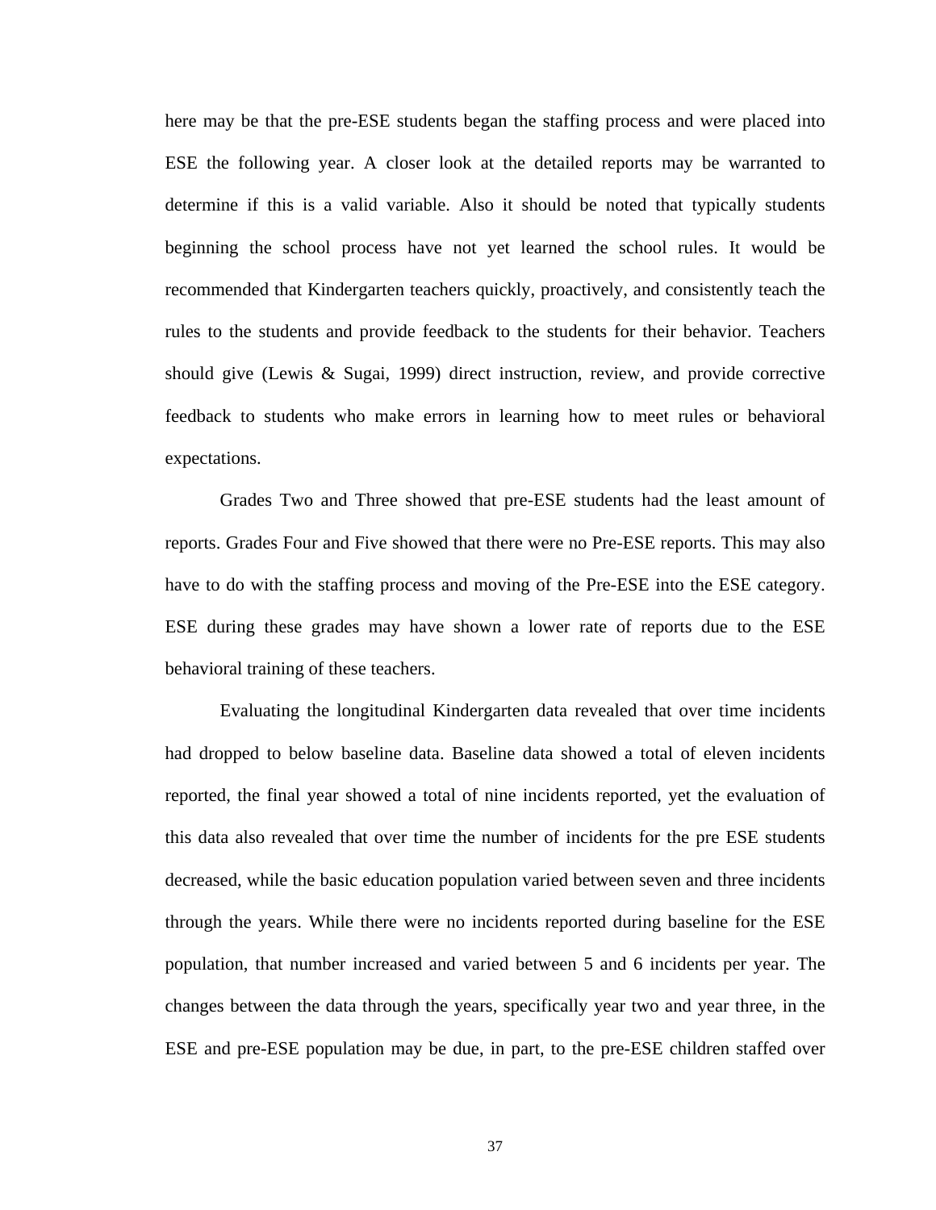here may be that the pre-ESE students began the staffing process and were placed into ESE the following year. A closer look at the detailed reports may be warranted to determine if this is a valid variable. Also it should be noted that typically students beginning the school process have not yet learned the school rules. It would be recommended that Kindergarten teachers quickly, proactively, and consistently teach the rules to the students and provide feedback to the students for their behavior. Teachers should give (Lewis & Sugai, 1999) direct instruction, review, and provide corrective feedback to students who make errors in learning how to meet rules or behavioral expectations.

Grades Two and Three showed that pre-ESE students had the least amount of reports. Grades Four and Five showed that there were no Pre-ESE reports. This may also have to do with the staffing process and moving of the Pre-ESE into the ESE category. ESE during these grades may have shown a lower rate of reports due to the ESE behavioral training of these teachers.

Evaluating the longitudinal Kindergarten data revealed that over time incidents had dropped to below baseline data. Baseline data showed a total of eleven incidents reported, the final year showed a total of nine incidents reported, yet the evaluation of this data also revealed that over time the number of incidents for the pre ESE students decreased, while the basic education population varied between seven and three incidents through the years. While there were no incidents reported during baseline for the ESE population, that number increased and varied between 5 and 6 incidents per year. The changes between the data through the years, specifically year two and year three, in the ESE and pre-ESE population may be due, in part, to the pre-ESE children staffed over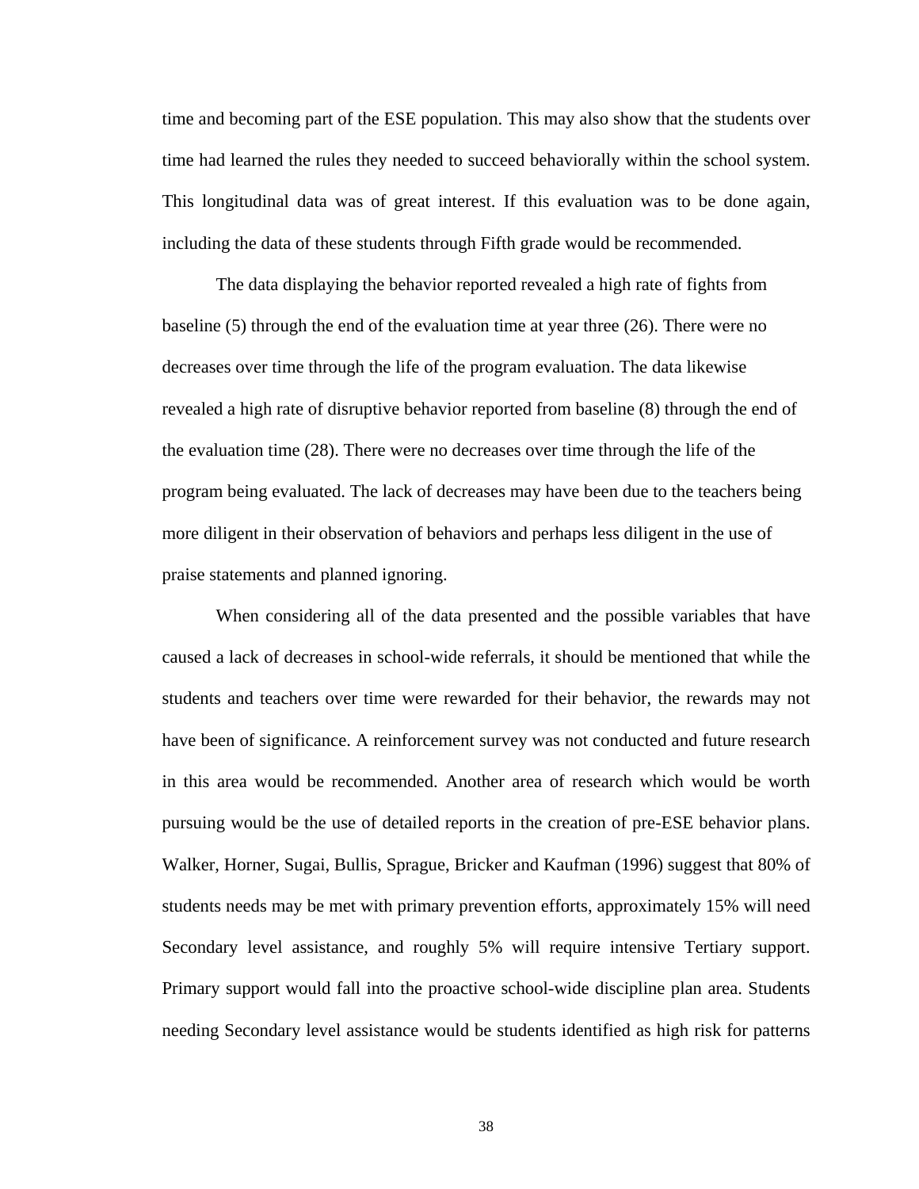time and becoming part of the ESE population. This may also show that the students over time had learned the rules they needed to succeed behaviorally within the school system. This longitudinal data was of great interest. If this evaluation was to be done again, including the data of these students through Fifth grade would be recommended.

The data displaying the behavior reported revealed a high rate of fights from baseline (5) through the end of the evaluation time at year three (26). There were no decreases over time through the life of the program evaluation. The data likewise revealed a high rate of disruptive behavior reported from baseline (8) through the end of the evaluation time (28). There were no decreases over time through the life of the program being evaluated. The lack of decreases may have been due to the teachers being more diligent in their observation of behaviors and perhaps less diligent in the use of praise statements and planned ignoring.

When considering all of the data presented and the possible variables that have caused a lack of decreases in school-wide referrals, it should be mentioned that while the students and teachers over time were rewarded for their behavior, the rewards may not have been of significance. A reinforcement survey was not conducted and future research in this area would be recommended. Another area of research which would be worth pursuing would be the use of detailed reports in the creation of pre-ESE behavior plans. Walker, Horner, Sugai, Bullis, Sprague, Bricker and Kaufman (1996) suggest that 80% of students needs may be met with primary prevention efforts, approximately 15% will need Secondary level assistance, and roughly 5% will require intensive Tertiary support. Primary support would fall into the proactive school-wide discipline plan area. Students needing Secondary level assistance would be students identified as high risk for patterns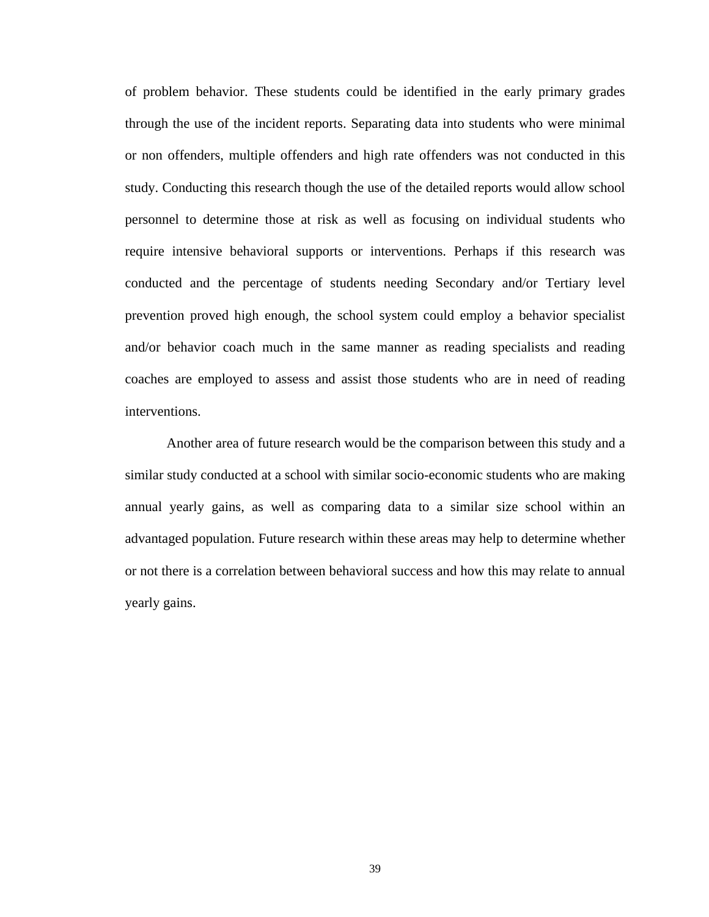of problem behavior. These students could be identified in the early primary grades through the use of the incident reports. Separating data into students who were minimal or non offenders, multiple offenders and high rate offenders was not conducted in this study. Conducting this research though the use of the detailed reports would allow school personnel to determine those at risk as well as focusing on individual students who require intensive behavioral supports or interventions. Perhaps if this research was conducted and the percentage of students needing Secondary and/or Tertiary level prevention proved high enough, the school system could employ a behavior specialist and/or behavior coach much in the same manner as reading specialists and reading coaches are employed to assess and assist those students who are in need of reading interventions.

Another area of future research would be the comparison between this study and a similar study conducted at a school with similar socio-economic students who are making annual yearly gains, as well as comparing data to a similar size school within an advantaged population. Future research within these areas may help to determine whether or not there is a correlation between behavioral success and how this may relate to annual yearly gains.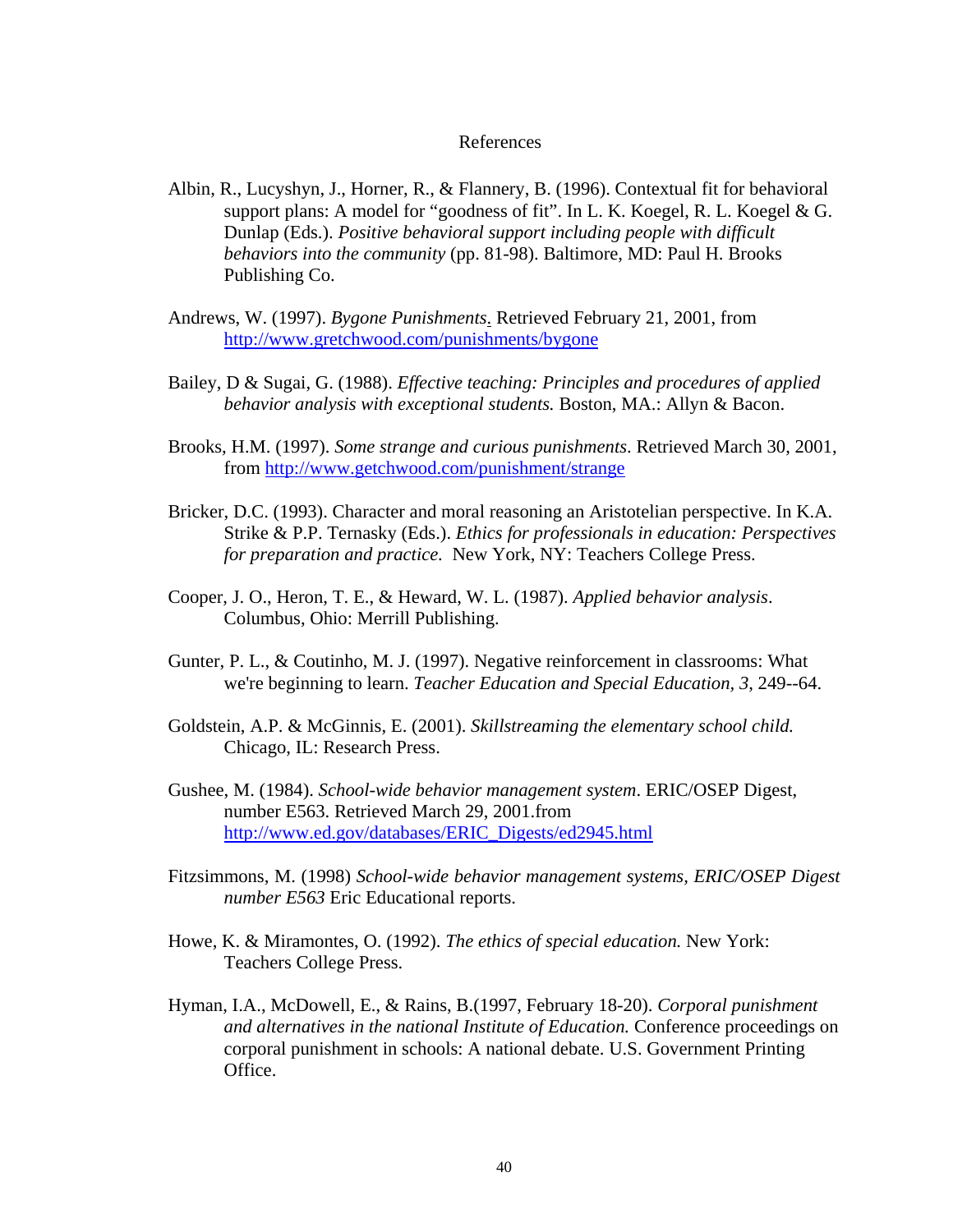# References

Albin, R., Lucyshyn, J., Horner, R., & Flannery, B. (1996). Contextual fit for behavioral support plans: A model for "goodness of fit". In L. K. Koegel, R. L. Koegel & G. Dunlap (Eds.). *Positive behavioral support including people with difficult behaviors into the community* (pp. 81-98). Baltimore, MD: Paul H. Brooks Publishing Co.

Andrews, W. (1997). *Bygone Punishments*. Retrieved February 21, 2001, from http://www.gretchwood.com/punishments/bygone

Bailey, D & Sugai, G. (1988). *Effective teaching: Principles and procedures of applied behavior analysis with exceptional students.* Boston, MA.: Allyn & Bacon.

Brooks, H.M. (1997). *Some strange and curious punishments*. Retrieved March 30, 2001, from http://www.getchwood.com/punishment/strange

Bricker, D.C. (1993). Character and moral reasoning an Aristotelian perspective. In K.A. Strike & P.P. Ternasky (Eds.). *Ethics for professionals in education: Perspectives for preparation and practice.* New York, NY: Teachers College Press.

Cooper, J. O., Heron, T. E., & Heward, W. L. (1987). *Applied behavior analysis*. Columbus, Ohio: Merrill Publishing.

Gunter, P. L., & Coutinho, M. J. (1997). Negative reinforcement in classrooms: What we're beginning to learn. *Teacher Education and Special Education, 3,* 249--64.

Goldstein, A.P. & McGinnis, E. (2001). *Skillstreaming the elementary school child.* Chicago, IL: Research Press.

Gushee, M. (1984). *School-wide behavior management system*. ERIC/OSEP Digest, number E563. Retrieved March 29, 2001.from http://www.ed.gov/databases/ERIC_Digests/ed2945.html

Fitzsimmons, M. (1998) *School-wide behavior management systems, ERIC/OSEP Digest number E563* Eric Educational reports.

Howe, K. & Miramontes, O. (1992). *The ethics of special education.* New York: Teachers College Press.

Hyman, I.A., McDowell, E., & Rains, B.(1997, February 18-20). *Corporal punishment and alternatives in the national Institute of Education.* Conference proceedings on corporal punishment in schools: A national debate. U.S. Government Printing Office.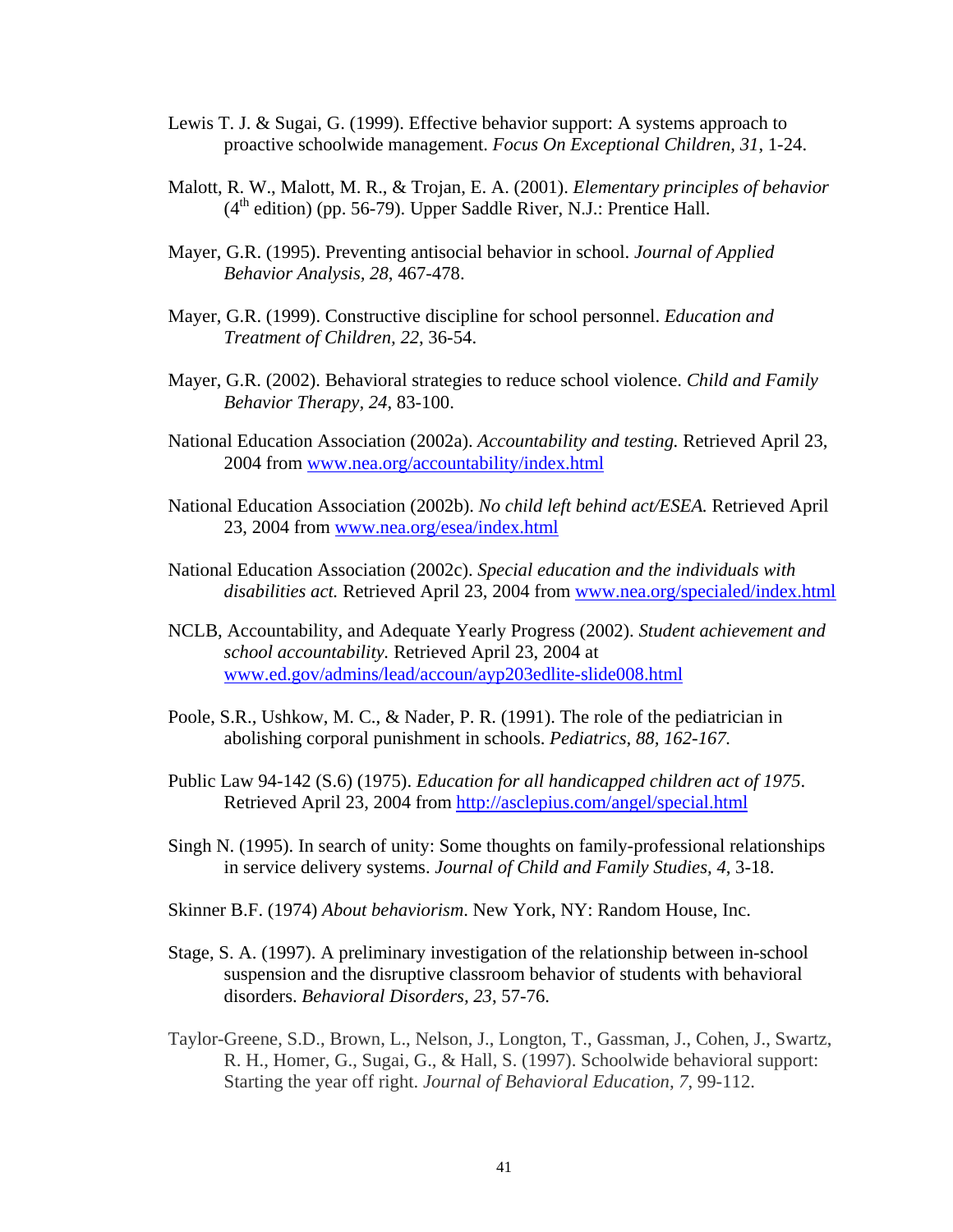Lewis T. J. & Sugai, G. (1999). Effective behavior support: A systems approach to proactive schoolwide management. *Focus On Exceptional Children*, *31*, 1-24.

Malott, R. W., Malott, M. R., & Trojan, E. A. (2001). *Elementary principles of behavior* (4th edition) (pp. 56-79). Upper Saddle River, N.J.: Prentice Hall.

Mayer, G.R. (1995). Preventing antisocial behavior in school. *Journal of Applied Behavior Analysis, 28*, 467-478.

Mayer, G.R. (1999). Constructive discipline for school personnel. *Education and Treatment of Children*, *22*, 36-54.

Mayer, G.R. (2002). Behavioral strategies to reduce school violence. *Child and Family Behavior Therapy, 24*, 83-100.

National Education Association (2002a). *Accountability and testing.* Retrieved April 23, 2004 from www.nea.org/accountability/index.html

National Education Association (2002b). *No child left behind act/ESEA.* Retrieved April 23, 2004 from www.nea.org/esea/index.html

National Education Association (2002c). *Special education and the individuals with disabilities act.* Retrieved April 23, 2004 from www.nea.org/specialed/index.html

NCLB, Accountability, and Adequate Yearly Progress (2002). *Student achievement and school accountability.* Retrieved April 23, 2004 at www.ed.gov/admins/lead/accoun/ayp203edlite-slide008.html

Poole, S.R., Ushkow, M. C., & Nader, P. R. (1991). The role of the pediatrician in abolishing corporal punishment in schools. *Pediatrics, 88, 162-167.*

Public Law 94-142 (S.6) (1975). *Education for all handicapped children act of 1975*. Retrieved April 23, 2004 from http://asclepius.com/angel/special.html

Singh N. (1995). In search of unity: Some thoughts on family-professional relationships in service delivery systems. *Journal of Child and Family Studies, 4*, 3-18.

Skinner B.F. (1974) *About behaviorism*. New York, NY: Random House, Inc.

Stage, S. A. (1997). A preliminary investigation of the relationship between in-school suspension and the disruptive classroom behavior of students with behavioral disorders. *Behavioral Disorders, 23*, 57-76.

Taylor-Greene, S.D., Brown, L., Nelson, J., Longton, T., Gassman, J., Cohen, J., Swartz, R. H., Homer, G., Sugai, G., & Hall, S. (1997). Schoolwide behavioral support: Starting the year off right. *Journal of Behavioral Education, 7*, 99-112.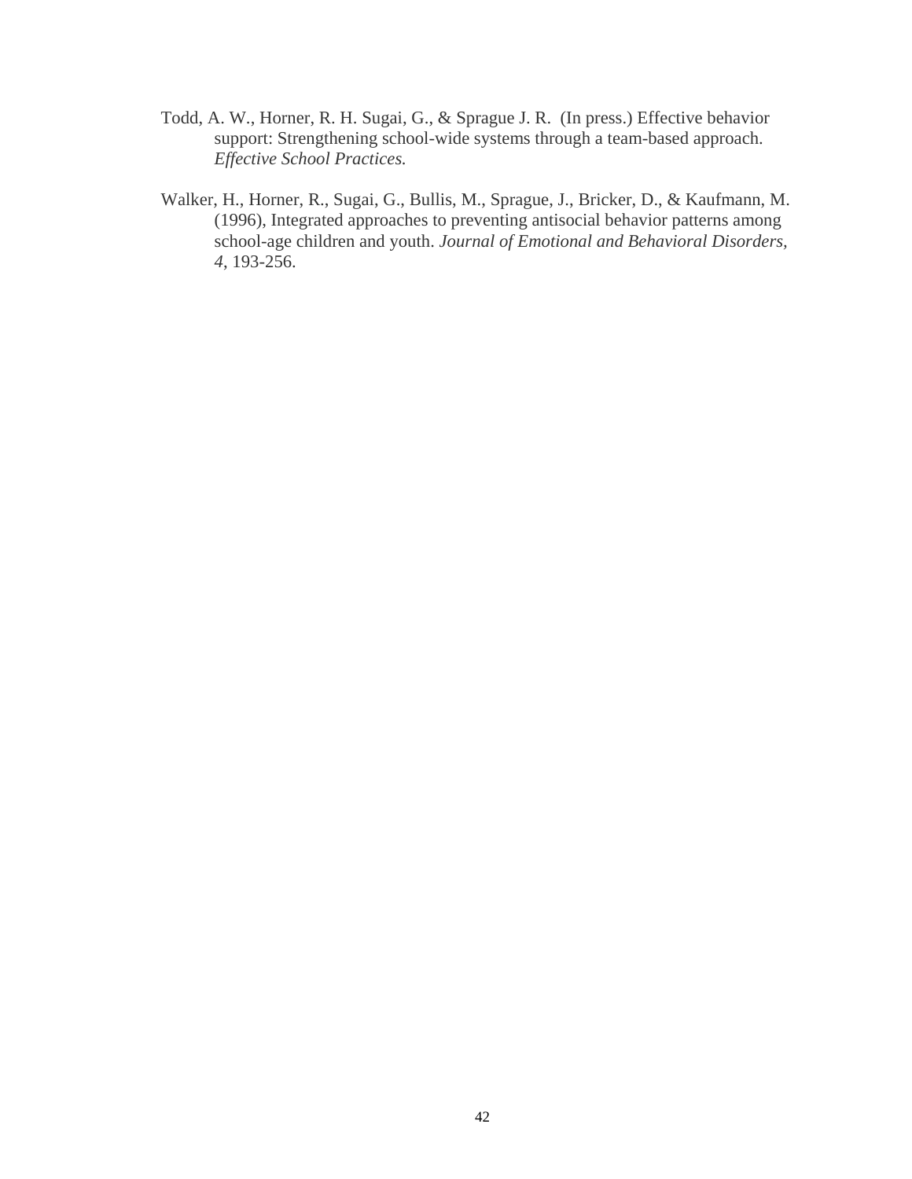Todd, A. W., Horner, R. H. Sugai, G., & Sprague J. R.  (In press.) Effective behavior support: Strengthening school-wide systems through a team-based approach. *Effective School Practices.*

Walker, H., Horner, R., Sugai, G., Bullis, M., Sprague, J., Bricker, D., & Kaufmann, M. (1996), Integrated approaches to preventing antisocial behavior patterns among school-age children and youth. *Journal of Emotional and Behavioral Disorders, 4*, 193-256.